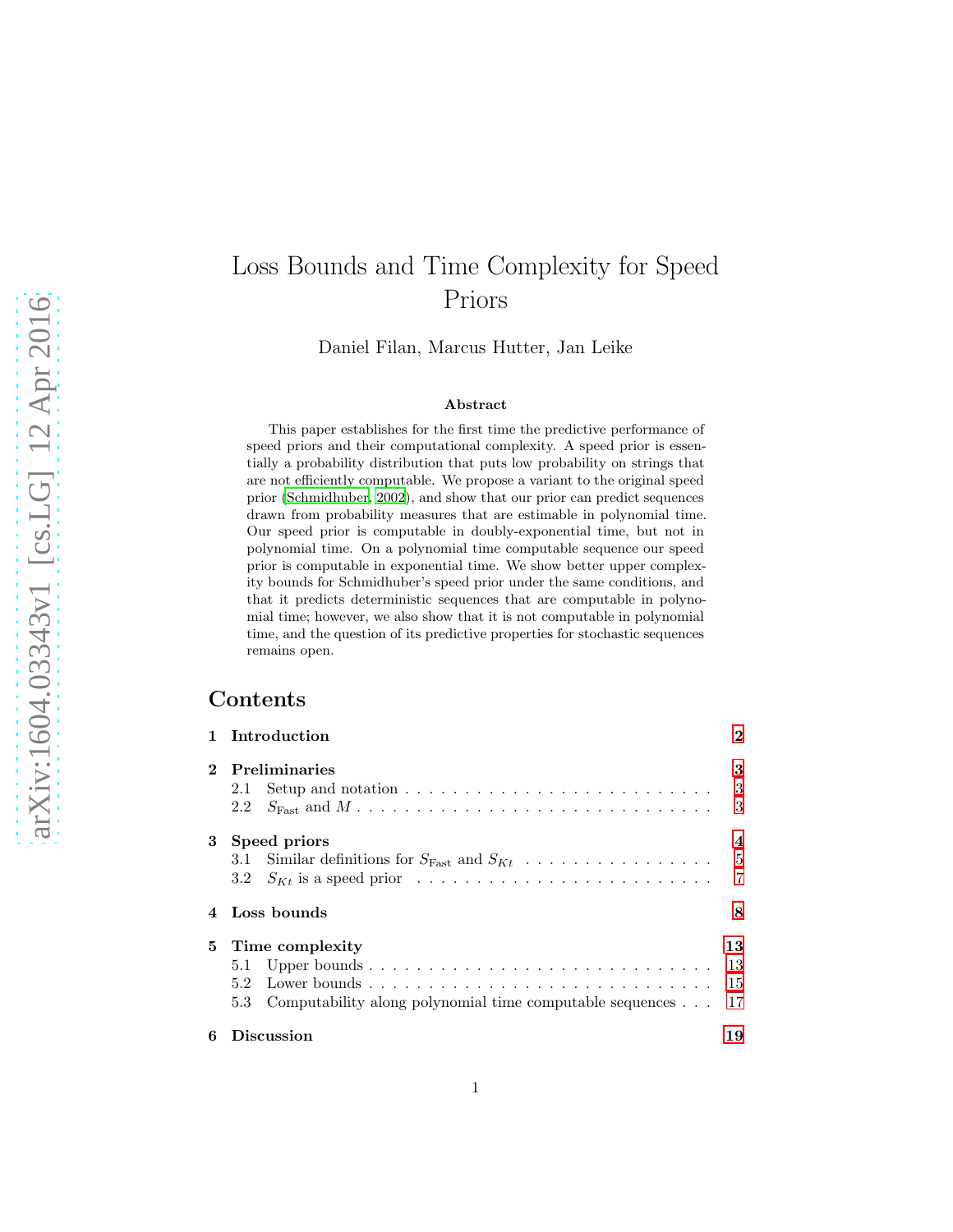# Loss Bounds and Time Complexity for Speed Priors

Daniel Filan, Marcus Hutter, Jan Leike

### Abstract

This paper establishes for the first time the predictive performance of speed priors and their computational complexity. A speed prior is essentially a probability distribution that puts low probability on strings that are not efficiently computable. We propose a variant to the original speed prior (Schmidhuber, 2002), and show that our prior can predict sequences drawn from probability measures that are estimable in polynomial time. Our speed prior is computable in doubly-exponential time, but not in polynomial time. On a polynomial time computable sequence our speed prior is computable in exponential time. We show better upper complexity bounds for Schmidhuber's speed prior under the same conditions, and that it predicts deterministic sequences that are computable in polynomial time; however, we also show that it is not computable in polynomial time, and the question of its predictive properties for stochastic sequences remains open.

## Contents

- **1 Introduction** — 2
- **2 Preliminaries** — 3
  - 2.1 Setup and notation — 3
  - 2.2 $S_{\text{Fast}}$ and $M$ — 3
- **3 Speed priors** — 4
  - 3.1 Similar definitions for $S_{\text{Fast}}$ and $S_{Kt}$ — 5
  - 3.2 $S_{Kt}$ is a speed prior — 7
- **4 Loss bounds** — 8
- **5 Time complexity** — 13
  - 5.1 Upper bounds — 13
  - 5.2 Lower bounds — 15
  - 5.3 Computability along polynomial time computable sequences — 17
- **6 Discussion** — 19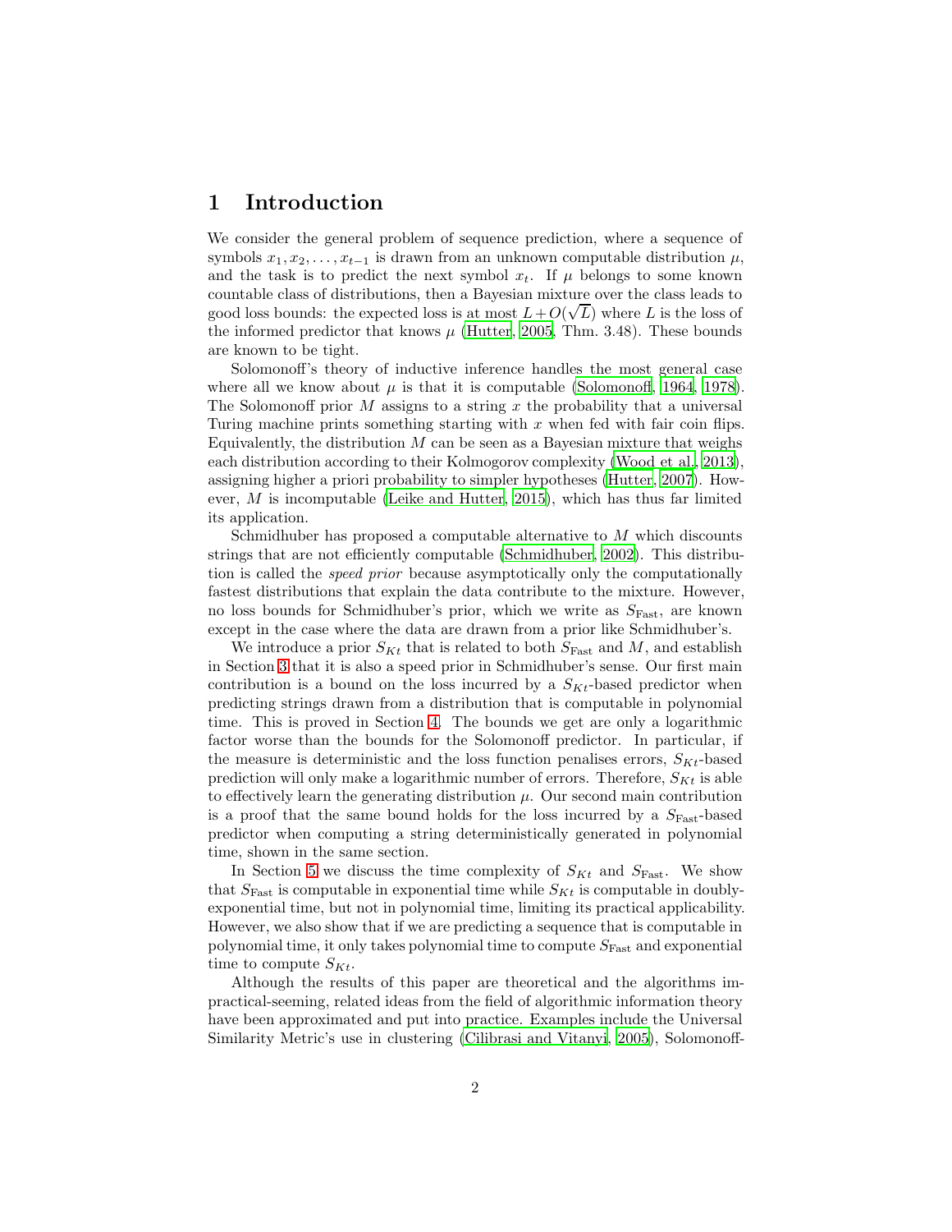## 1 Introduction

We consider the general problem of sequence prediction, where a sequence of symbols $x_1, x_2, \ldots, x_{t-1}$ is drawn from an unknown computable distribution $\mu$, and the task is to predict the next symbol $x_t$. If $\mu$ belongs to some known countable class of distributions, then a Bayesian mixture over the class leads to good loss bounds: the expected loss is at most $L + O(\sqrt{L})$ where $L$ is the loss of the informed predictor that knows $\mu$ (Hutter, 2005, Thm. 3.48). These bounds are known to be tight.

Solomonoff's theory of inductive inference handles the most general case where all we know about $\mu$ is that it is computable (Solomonoff, 1964, 1978). The Solomonoff prior $M$ assigns to a string $x$ the probability that a universal Turing machine prints something starting with $x$ when fed with fair coin flips. Equivalently, the distribution $M$ can be seen as a Bayesian mixture that weighs each distribution according to their Kolmogorov complexity (Wood et al., 2013), assigning higher a priori probability to simpler hypotheses (Hutter, 2007). However, $M$ is incomputable (Leike and Hutter, 2015), which has thus far limited its application.

Schmidhuber has proposed a computable alternative to $M$ which discounts strings that are not efficiently computable (Schmidhuber, 2002). This distribution is called the *speed prior* because asymptotically only the computationally fastest distributions that explain the data contribute to the mixture. However, no loss bounds for Schmidhuber's prior, which we write as $S_{\text{Fast}}$, are known except in the case where the data are drawn from a prior like Schmidhuber's.

We introduce a prior $S_{Kt}$ that is related to both $S_{\text{Fast}}$ and $M$, and establish in Section 3 that it is also a speed prior in Schmidhuber's sense. Our first main contribution is a bound on the loss incurred by a $S_{Kt}$-based predictor when predicting strings drawn from a distribution that is computable in polynomial time. This is proved in Section 4. The bounds we get are only a logarithmic factor worse than the bounds for the Solomonoff predictor. In particular, if the measure is deterministic and the loss function penalises errors, $S_{Kt}$-based prediction will only make a logarithmic number of errors. Therefore, $S_{Kt}$ is able to effectively learn the generating distribution $\mu$. Our second main contribution is a proof that the same bound holds for the loss incurred by a $S_{\text{Fast}}$-based predictor when computing a string deterministically generated in polynomial time, shown in the same section.

In Section 5 we discuss the time complexity of $S_{Kt}$ and $S_{\text{Fast}}$. We show that $S_{\text{Fast}}$ is computable in exponential time while $S_{Kt}$ is computable in doubly-exponential time, but not in polynomial time, limiting its practical applicability. However, we also show that if we are predicting a sequence that is computable in polynomial time, it only takes polynomial time to compute $S_{\text{Fast}}$ and exponential time to compute $S_{Kt}$.

Although the results of this paper are theoretical and the algorithms impractical-seeming, related ideas from the field of algorithmic information theory have been approximated and put into practice. Examples include the Universal Similarity Metric's use in clustering (Cilibrasi and Vitanyi, 2005), Solomonoff-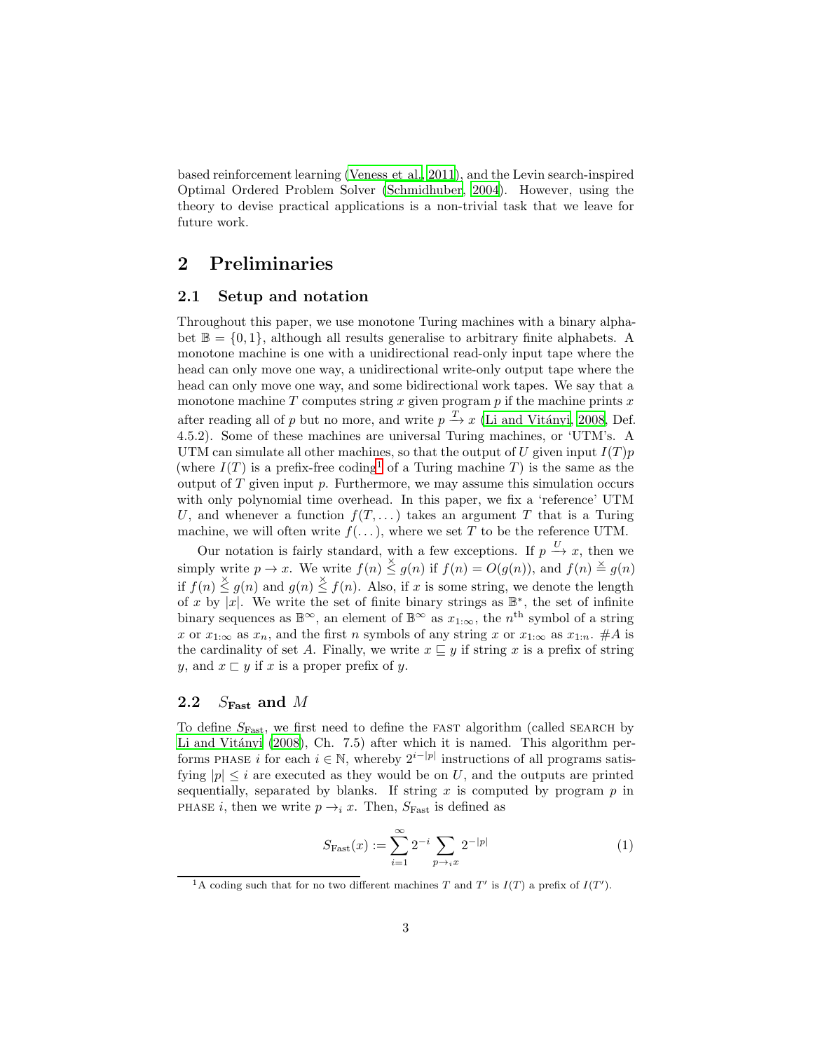based reinforcement learning (Veness et al., 2011), and the Levin search-inspired Optimal Ordered Problem Solver (Schmidhuber, 2004). However, using the theory to devise practical applications is a non-trivial task that we leave for future work.

## 2 Preliminaries

### 2.1 Setup and notation

Throughout this paper, we use monotone Turing machines with a binary alphabet $\mathbb{B} = \{0, 1\}$, although all results generalise to arbitrary finite alphabets. A monotone machine is one with a unidirectional read-only input tape where the head can only move one way, a unidirectional write-only output tape where the head can only move one way, and some bidirectional work tapes. We say that a monotone machine $T$ computes string $x$ given program $p$ if the machine prints $x$ after reading all of $p$ but no more, and write $p \xrightarrow{T} x$ (Li and Vitányi, 2008, Def. 4.5.2). Some of these machines are universal Turing machines, or 'UTM's. A UTM can simulate all other machines, so that the output of $U$ given input $I(T)p$ (where $I(T)$ is a prefix-free coding[1] of a Turing machine $T$) is the same as the output of $T$ given input $p$. Furthermore, we may assume this simulation occurs with only polynomial time overhead. In this paper, we fix a 'reference' UTM $U$, and whenever a function $f(T, \dots)$ takes an argument $T$ that is a Turing machine, we will often write $f(\dots)$, where we set $T$ to be the reference UTM.

Our notation is fairly standard, with a few exceptions. If $p \xrightarrow{U} x$, then we simply write $p \to x$. We write $f(n) \overset{\times}{\leq} g(n)$ if $f(n) = O(g(n))$, and $f(n) \overset{\times}{=} g(n)$ if $f(n) \overset{\times}{\leq} g(n)$ and $g(n) \overset{\times}{\leq} f(n)$. Also, if $x$ is some string, we denote the length of $x$ by $|x|$. We write the set of finite binary strings as $\mathbb{B}^*$, the set of infinite binary sequences as $\mathbb{B}^\infty$, an element of $\mathbb{B}^\infty$ as $x_{1:\infty}$, the $n^{\text{th}}$ symbol of a string $x$ or $x_{1:\infty}$ as $x_n$, and the first $n$ symbols of any string $x$ or $x_{1:\infty}$ as $x_{1:n}$. $\#A$ is the cardinality of set $A$. Finally, we write $x \sqsubseteq y$ if string $x$ is a prefix of string $y$, and $x \sqsubset y$ if $x$ is a proper prefix of $y$.

### 2.2 $S_{\text{Fast}}$ and $M$

To define $S_{\text{Fast}}$, we first need to define the FAST algorithm (called SEARCH by Li and Vitányi (2008), Ch. 7.5) after which it is named. This algorithm performs PHASE $i$ for each $i \in \mathbb{N}$, whereby $2^{i-|p|}$ instructions of all programs satisfying $|p| \leq i$ are executed as they would be on $U$, and the outputs are printed sequentially, separated by blanks. If string $x$ is computed by program $p$ in PHASE $i$, then we write $p \to_i x$. Then, $S_{\text{Fast}}$ is defined as

$$S_{\text{Fast}}(x) := \sum_{i=1}^{\infty} 2^{-i} \sum_{p \to_i x} 2^{-|p|} \tag{1}$$

[1] A coding such that for no two different machines $T$ and $T'$ is $I(T)$ a prefix of $I(T')$.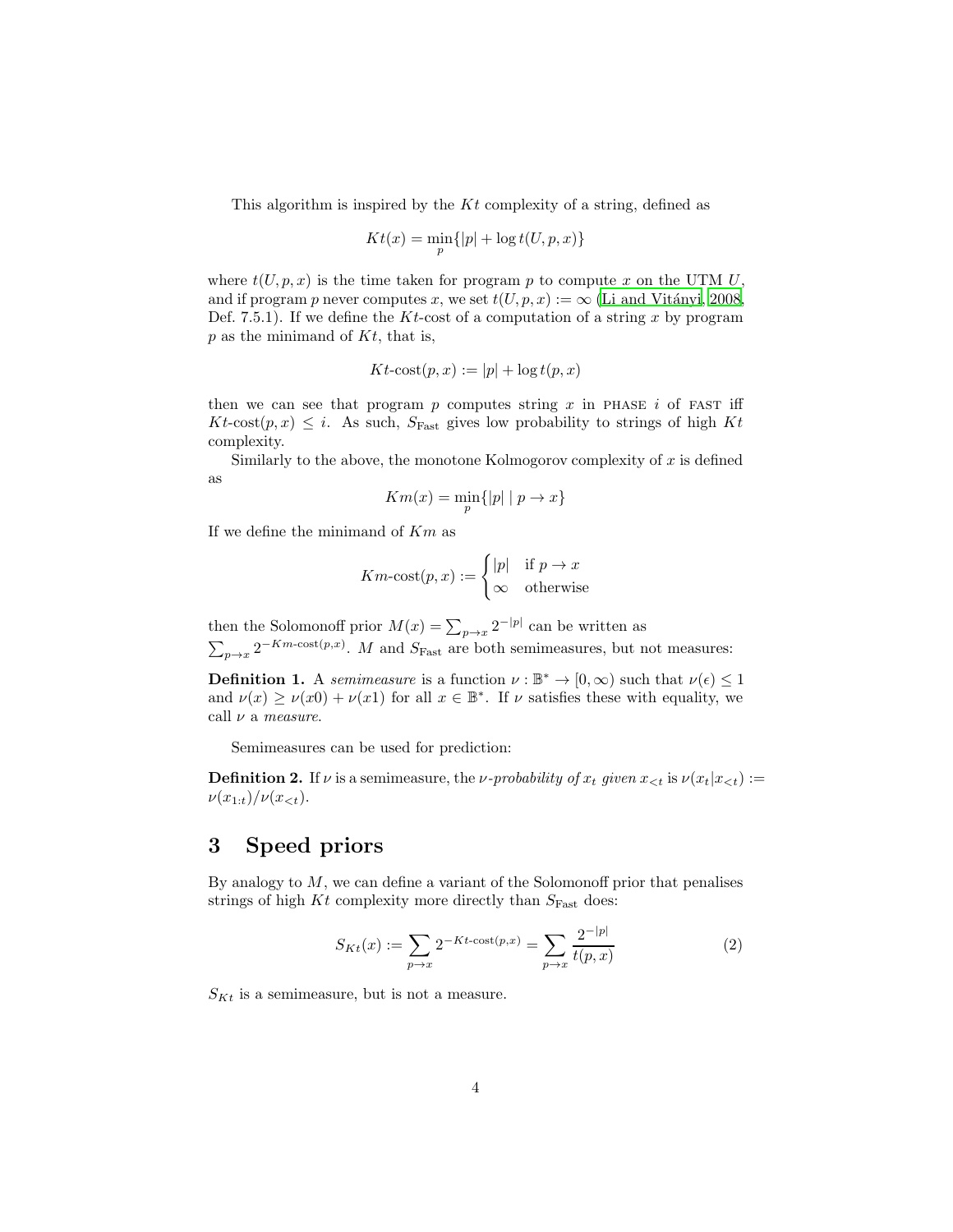This algorithm is inspired by the $Kt$ complexity of a string, defined as

$$Kt(x) = \min_p \{|p| + \log t(U, p, x)\}$$

where $t(U, p, x)$ is the time taken for program $p$ to compute $x$ on the UTM $U$, and if program $p$ never computes $x$, we set $t(U, p, x) := \infty$ (Li and Vitányi, 2008, Def. 7.5.1). If we define the $Kt$-cost of a computation of a string $x$ by program $p$ as the minimand of $Kt$, that is,

$$Kt\text{-cost}(p, x) := |p| + \log t(p, x)$$

then we can see that program $p$ computes string $x$ in PHASE $i$ of FAST iff $Kt\text{-cost}(p, x) \leq i$. As such, $S_{\text{Fast}}$ gives low probability to strings of high $Kt$ complexity.

Similarly to the above, the monotone Kolmogorov complexity of $x$ is defined as

$$Km(x) = \min_p \{|p| \mid p \to x\}$$

If we define the minimand of $Km$ as

$$Km\text{-cost}(p, x) := \begin{cases} |p| & \text{if } p \to x \\ \infty & \text{otherwise} \end{cases}$$

then the Solomonoff prior $M(x) = \sum_{p \to x} 2^{-|p|}$ can be written as $\sum_{p \to x} 2^{-Km\text{-cost}(p,x)}$. $M$ and $S_{\text{Fast}}$ are both semimeasures, but not measures:

**Definition 1.** A *semimeasure* is a function $\nu : \mathbb{B}^* \to [0, \infty)$ such that $\nu(\epsilon) \leq 1$ and $\nu(x) \geq \nu(x0) + \nu(x1)$ for all $x \in \mathbb{B}^*$. If $\nu$ satisfies these with equality, we call $\nu$ a *measure*.

Semimeasures can be used for prediction:

**Definition 2.** If $\nu$ is a semimeasure, the *$\nu$-probability of $x_t$ given $x_{<t}$* is $\nu(x_t|x_{<t}) := \nu(x_{1:t})/\nu(x_{<t})$.

## 3 Speed priors

By analogy to $M$, we can define a variant of the Solomonoff prior that penalises strings of high $Kt$ complexity more directly than $S_{\text{Fast}}$ does:

$$S_{Kt}(x) := \sum_{p \to x} 2^{-Kt\text{-cost}(p,x)} = \sum_{p \to x} \frac{2^{-|p|}}{t(p, x)} \tag{2}$$

$S_{Kt}$ is a semimeasure, but is not a measure.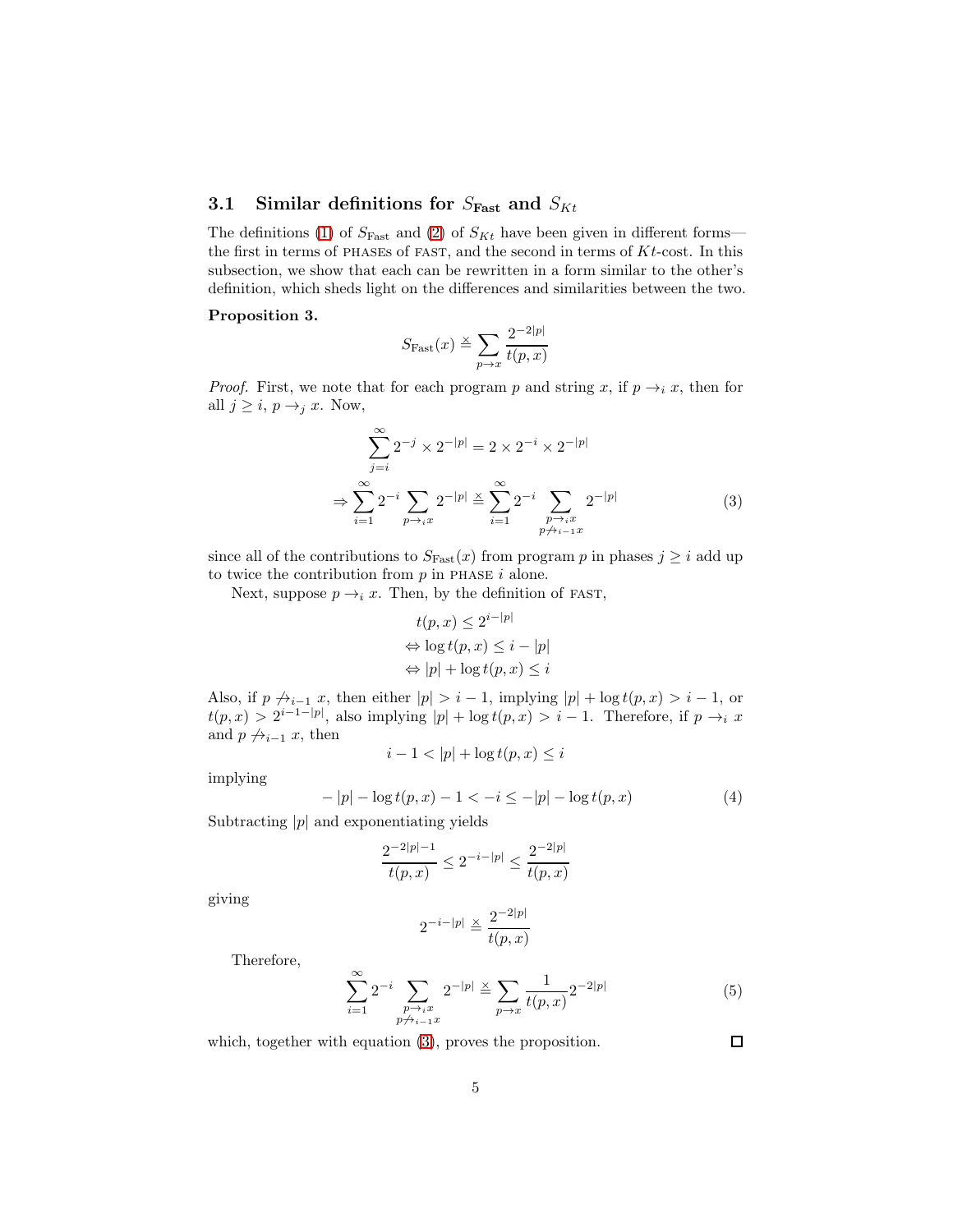### 3.1 Similar definitions for $S_{\text{Fast}}$ and $S_{Kt}$

The definitions (1) of $S_{\text{Fast}}$ and (2) of $S_{Kt}$ have been given in different forms—the first in terms of PHASEs of FAST, and the second in terms of $Kt$-cost. In this subsection, we show that each can be rewritten in a form similar to the other's definition, which sheds light on the differences and similarities between the two.

**Proposition 3.**

$$S_{\text{Fast}}(x) \overset{\times}{=} \sum_{p \to x} \frac{2^{-2|p|}}{t(p,x)}$$

*Proof.* First, we note that for each program $p$ and string $x$, if $p \to_i x$, then for all $j \geq i$, $p \to_j x$. Now,

$$\sum_{j=i}^{\infty} 2^{-j} \times 2^{-|p|} = 2 \times 2^{-i} \times 2^{-|p|}$$
$$\Rightarrow \sum_{i=1}^{\infty} 2^{-i} \sum_{p \to_i x} 2^{-|p|} \overset{\times}{=} \sum_{i=1}^{\infty} 2^{-i} \sum_{\substack{p \to_i x \\ p \not\to_{i-1} x}} 2^{-|p|} \tag{3}$$

since all of the contributions to $S_{\text{Fast}}(x)$ from program $p$ in phases $j \geq i$ add up to twice the contribution from $p$ in PHASE $i$ alone.

Next, suppose $p \to_i x$. Then, by the definition of FAST,

$$t(p,x) \leq 2^{i-|p|}$$
$$\Leftrightarrow \log t(p,x) \leq i - |p|$$
$$\Leftrightarrow |p| + \log t(p,x) \leq i$$

Also, if $p \not\to_{i-1} x$, then either $|p| > i-1$, implying $|p| + \log t(p,x) > i-1$, or $t(p,x) > 2^{i-1-|p|}$, also implying $|p| + \log t(p,x) > i-1$. Therefore, if $p \to_i x$ and $p \not\to_{i-1} x$, then

$$i - 1 < |p| + \log t(p,x) \leq i$$

implying

$$-|p| - \log t(p,x) - 1 < -i \leq -|p| - \log t(p,x) \tag{4}$$

Subtracting $|p|$ and exponentiating yields

$$\frac{2^{-2|p|-1}}{t(p,x)} \leq 2^{-i-|p|} \leq \frac{2^{-2|p|}}{t(p,x)}$$

giving

$$2^{-i-|p|} \overset{\times}{=} \frac{2^{-2|p|}}{t(p,x)}$$

Therefore,

$$\sum_{i=1}^{\infty} 2^{-i} \sum_{\substack{p \to_i x \\ p \not\to_{i-1} x}} 2^{-|p|} \overset{\times}{=} \sum_{p \to x} \frac{1}{t(p,x)} 2^{-2|p|} \tag{5}$$

which, together with equation (3), proves the proposition. $\square$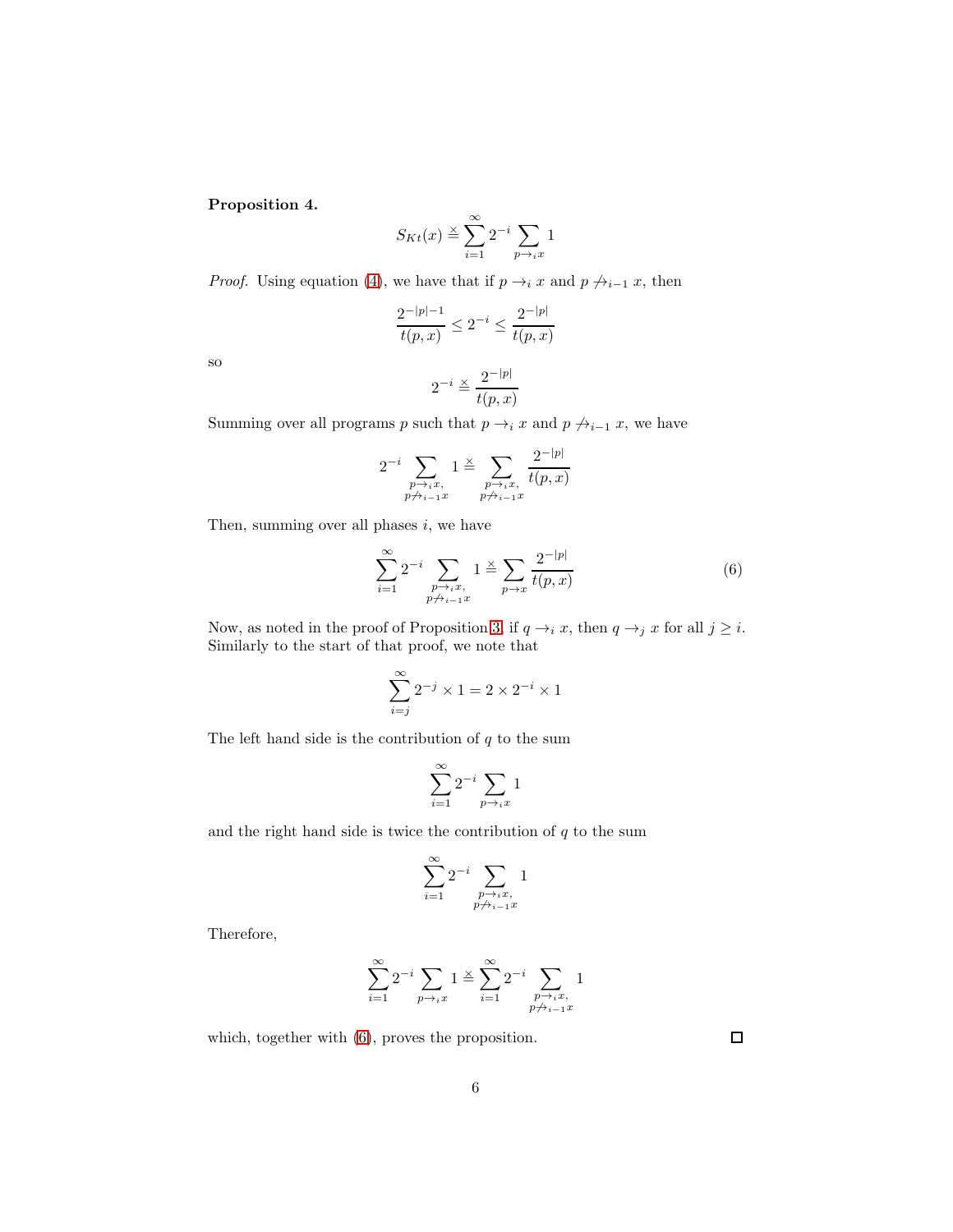**Proposition 4.**

$$S_{Kt}(x) \stackrel{\times}{=} \sum_{i=1}^{\infty} 2^{-i} \sum_{p \to_i x} 1$$

*Proof.* Using equation (4), we have that if $p \to_i x$ and $p \not\to_{i-1} x$, then

$$\frac{2^{-|p|-1}}{t(p,x)} \leq 2^{-i} \leq \frac{2^{-|p|}}{t(p,x)}$$

so

$$2^{-i} \stackrel{\times}{=} \frac{2^{-|p|}}{t(p,x)}$$

Summing over all programs $p$ such that $p \to_i x$ and $p \not\to_{i-1} x$, we have

$$2^{-i} \sum_{\substack{p \to_i x, \\ p \not\to_{i-1} x}} 1 \stackrel{\times}{=} \sum_{\substack{p \to_i x, \\ p \not\to_{i-1} x}} \frac{2^{-|p|}}{t(p,x)}$$

Then, summing over all phases $i$, we have

$$\sum_{i=1}^{\infty} 2^{-i} \sum_{\substack{p \to_i x, \\ p \not\to_{i-1} x}} 1 \stackrel{\times}{=} \sum_{p \to x} \frac{2^{-|p|}}{t(p,x)} \tag{6}$$

Now, as noted in the proof of Proposition 3, if $q \to_i x$, then $q \to_j x$ for all $j \geq i$. Similarly to the start of that proof, we note that

$$\sum_{i=j}^{\infty} 2^{-j} \times 1 = 2 \times 2^{-i} \times 1$$

The left hand side is the contribution of $q$ to the sum

$$\sum_{i=1}^{\infty} 2^{-i} \sum_{p \to_i x} 1$$

and the right hand side is twice the contribution of $q$ to the sum

$$\sum_{i=1}^{\infty} 2^{-i} \sum_{\substack{p \to_i x, \\ p \not\to_{i-1} x}} 1$$

Therefore,

$$\sum_{i=1}^{\infty} 2^{-i} \sum_{p \to_i x} 1 \stackrel{\times}{=} \sum_{i=1}^{\infty} 2^{-i} \sum_{\substack{p \to_i x, \\ p \not\to_{i-1} x}} 1$$

which, together with (6), proves the proposition. □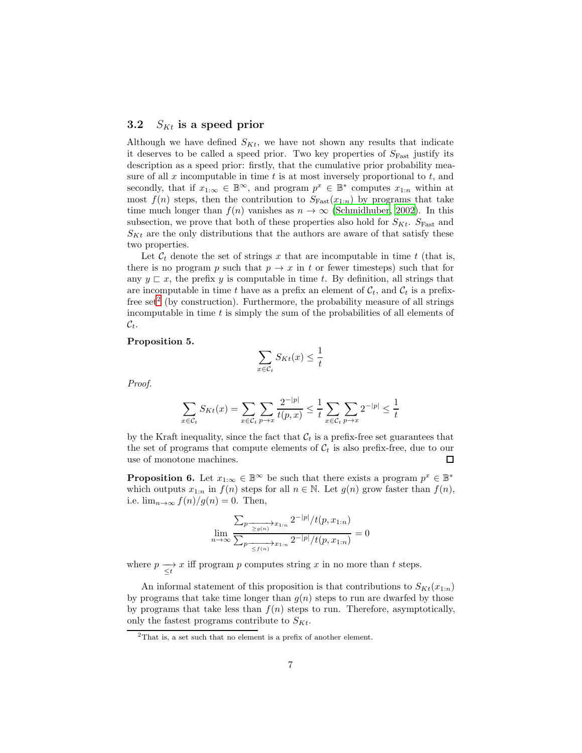### 3.2 $S_{Kt}$ is a speed prior

Although we have defined $S_{Kt}$, we have not shown any results that indicate it deserves to be called a speed prior. Two key properties of $S_{\text{Fast}}$ justify its description as a speed prior: firstly, that the cumulative prior probability measure of all $x$ incomputable in time $t$ is at most inversely proportional to $t$, and secondly, that if $x_{1:\infty} \in \mathbb{B}^\infty$, and program $p^x \in \mathbb{B}^*$ computes $x_{1:n}$ within at most $f(n)$ steps, then the contribution to $S_{\text{Fast}}(x_{1:n})$ by programs that take time much longer than $f(n)$ vanishes as $n \to \infty$ (Schmidhuber, 2002). In this subsection, we prove that both of these properties also hold for $S_{Kt}$. $S_{\text{Fast}}$ and $S_{Kt}$ are the only distributions that the authors are aware of that satisfy these two properties.

Let $\mathcal{C}_t$ denote the set of strings $x$ that are incomputable in time $t$ (that is, there is no program $p$ such that $p \to x$ in $t$ or fewer timesteps) such that for any $y \sqsubset x$, the prefix $y$ is computable in time $t$. By definition, all strings that are incomputable in time $t$ have as a prefix an element of $\mathcal{C}_t$, and $\mathcal{C}_t$ is a prefix-free set[2] (by construction). Furthermore, the probability measure of all strings incomputable in time $t$ is simply the sum of the probabilities of all elements of $\mathcal{C}_t$.

**Proposition 5.**

$$\sum_{x \in \mathcal{C}_t} S_{Kt}(x) \leq \frac{1}{t}$$

*Proof.*

$$\sum_{x \in \mathcal{C}_t} S_{Kt}(x) = \sum_{x \in \mathcal{C}_t} \sum_{p \to x} \frac{2^{-|p|}}{t(p,x)} \leq \frac{1}{t} \sum_{x \in \mathcal{C}_t} \sum_{p \to x} 2^{-|p|} \leq \frac{1}{t}$$

by the Kraft inequality, since the fact that $\mathcal{C}_t$ is a prefix-free set guarantees that the set of programs that compute elements of $\mathcal{C}_t$ is also prefix-free, due to our use of monotone machines. ◻

**Proposition 6.** Let $x_{1:\infty} \in \mathbb{B}^\infty$ be such that there exists a program $p^x \in \mathbb{B}^*$ which outputs $x_{1:n}$ in $f(n)$ steps for all $n \in \mathbb{N}$. Let $g(n)$ grow faster than $f(n)$, i.e. $\lim_{n\to\infty} f(n)/g(n) = 0$. Then,

$$\lim_{n\to\infty} \frac{\sum_{p \xrightarrow[\geq g(n)]{} x_{1:n}} 2^{-|p|}/t(p, x_{1:n})}{\sum_{p \xrightarrow[\leq f(n)]{} x_{1:n}} 2^{-|p|}/t(p, x_{1:n})} = 0$$

where $p \xrightarrow[\leq t]{} x$ iff program $p$ computes string $x$ in no more than $t$ steps.

An informal statement of this proposition is that contributions to $S_{Kt}(x_{1:n})$ by programs that take time longer than $g(n)$ steps to run are dwarfed by those by programs that take less than $f(n)$ steps to run. Therefore, asymptotically, only the fastest programs contribute to $S_{Kt}$.

[2] That is, a set such that no element is a prefix of another element.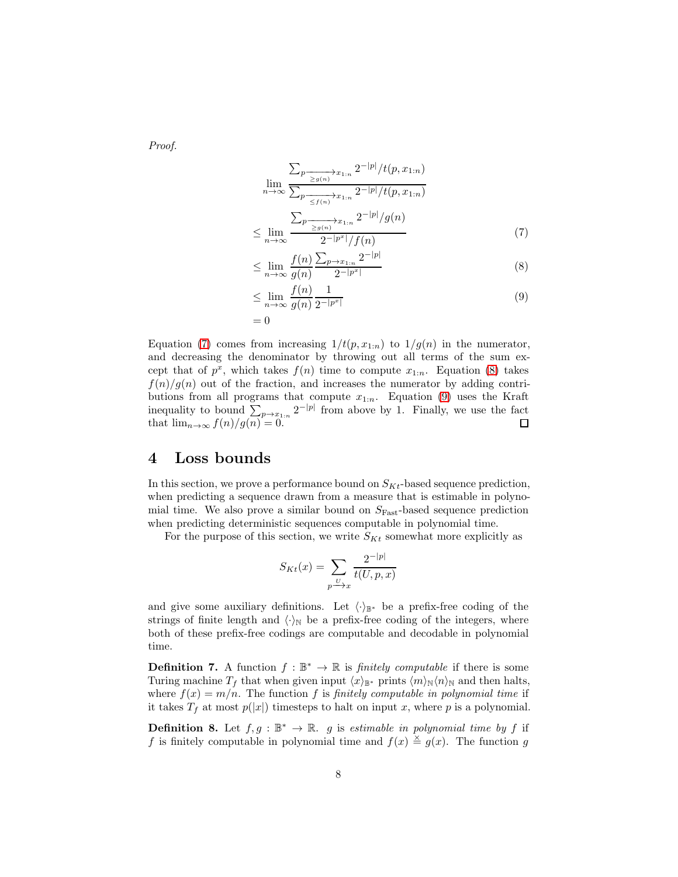*Proof.*

$$
\begin{aligned}
&\lim_{n\to\infty} \frac{\sum_{p \xrightarrow[\geq g(n)]{} x_{1:n}} 2^{-|p|}/t(p, x_{1:n})}{\sum_{p \xrightarrow[\leq f(n)]{} x_{1:n}} 2^{-|p|}/t(p, x_{1:n})} \\
&\leq \lim_{n\to\infty} \frac{\sum_{p \xrightarrow[\geq g(n)]{} x_{1:n}} 2^{-|p|}/g(n)}{2^{-|p^x|}/f(n)} && (7) \\
&\leq \lim_{n\to\infty} \frac{f(n)}{g(n)} \frac{\sum_{p\to x_{1:n}} 2^{-|p|}}{2^{-|p^x|}} && (8) \\
&\leq \lim_{n\to\infty} \frac{f(n)}{g(n)} \frac{1}{2^{-|p^x|}} && (9) \\
&= 0
\end{aligned}
$$

Equation (7) comes from increasing $1/t(p, x_{1:n})$ to $1/g(n)$ in the numerator, and decreasing the denominator by throwing out all terms of the sum except that of $p^x$, which takes $f(n)$ time to compute $x_{1:n}$. Equation (8) takes $f(n)/g(n)$ out of the fraction, and increases the numerator by adding contributions from all programs that compute $x_{1:n}$. Equation (9) uses the Kraft inequality to bound $\sum_{p\to x_{1:n}} 2^{-|p|}$ from above by 1. Finally, we use the fact that $\lim_{n\to\infty} f(n)/g(n) = 0$. □

# 4 Loss bounds

In this section, we prove a performance bound on $S_{Kt}$-based sequence prediction, when predicting a sequence drawn from a measure that is estimable in polynomial time. We also prove a similar bound on $S_{\text{Fast}}$-based sequence prediction when predicting deterministic sequences computable in polynomial time.

For the purpose of this section, we write $S_{Kt}$ somewhat more explicitly as

$$
S_{Kt}(x) = \sum_{p \xrightarrow{U} x} \frac{2^{-|p|}}{t(U, p, x)}
$$

and give some auxiliary definitions. Let $\langle \cdot \rangle_{\mathbb{B}^*}$ be a prefix-free coding of the strings of finite length and $\langle \cdot \rangle_{\mathbb{N}}$ be a prefix-free coding of the integers, where both of these prefix-free codings are computable and decodable in polynomial time.

**Definition 7.** A function $f : \mathbb{B}^* \to \mathbb{R}$ is *finitely computable* if there is some Turing machine $T_f$ that when given input $\langle x \rangle_{\mathbb{B}^*}$ prints $\langle m \rangle_{\mathbb{N}} \langle n \rangle_{\mathbb{N}}$ and then halts, where $f(x) = m/n$. The function $f$ is *finitely computable in polynomial time* if it takes $T_f$ at most $p(|x|)$ timesteps to halt on input $x$, where $p$ is a polynomial.

**Definition 8.** Let $f, g : \mathbb{B}^* \to \mathbb{R}$. $g$ is *estimable in polynomial time by* $f$ if $f$ is finitely computable in polynomial time and $f(x) \stackrel{\times}{=} g(x)$. The function $g$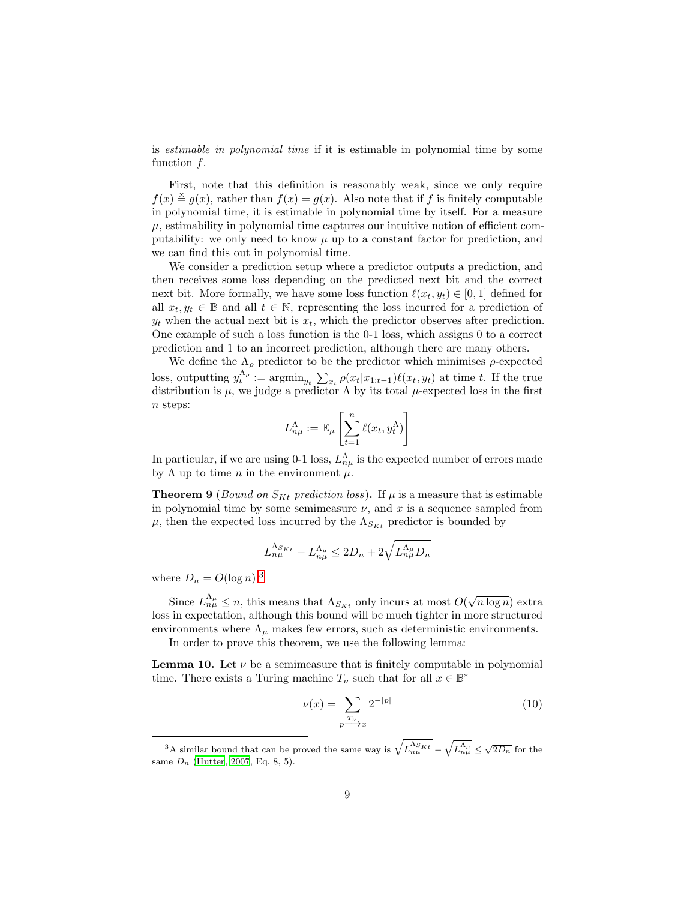is *estimable in polynomial time* if it is estimable in polynomial time by some function $f$.

First, note that this definition is reasonably weak, since we only require $f(x) \stackrel{\times}{=} g(x)$, rather than $f(x) = g(x)$. Also note that if $f$ is finitely computable in polynomial time, it is estimable in polynomial time by itself. For a measure $\mu$, estimability in polynomial time captures our intuitive notion of efficient computability: we only need to know $\mu$ up to a constant factor for prediction, and we can find this out in polynomial time.

We consider a prediction setup where a predictor outputs a prediction, and then receives some loss depending on the predicted next bit and the correct next bit. More formally, we have some loss function $\ell(x_t, y_t) \in [0, 1]$ defined for all $x_t, y_t \in \mathbb{B}$ and all $t \in \mathbb{N}$, representing the loss incurred for a prediction of $y_t$ when the actual next bit is $x_t$, which the predictor observes after prediction. One example of such a loss function is the 0-1 loss, which assigns 0 to a correct prediction and 1 to an incorrect prediction, although there are many others.

We define the $\Lambda_\rho$ predictor to be the predictor which minimises $\rho$-expected loss, outputting $y_t^{\Lambda_\rho} := \operatorname{argmin}_{y_t} \sum_{x_t} \rho(x_t | x_{1:t-1}) \ell(x_t, y_t)$ at time $t$. If the true distribution is $\mu$, we judge a predictor $\Lambda$ by its total $\mu$-expected loss in the first $n$ steps:

$$L_{n\mu}^{\Lambda} := \mathbb{E}_\mu \left[ \sum_{t=1}^{n} \ell(x_t, y_t^{\Lambda}) \right]$$

In particular, if we are using 0-1 loss, $L_{n\mu}^{\Lambda}$ is the expected number of errors made by $\Lambda$ up to time $n$ in the environment $\mu$.

**Theorem 9** (*Bound on $S_{Kt}$ prediction loss*)**.** If $\mu$ is a measure that is estimable in polynomial time by some semimeasure $\nu$, and $x$ is a sequence sampled from $\mu$, then the expected loss incurred by the $\Lambda_{S_{Kt}}$ predictor is bounded by

$$L_{n\mu}^{\Lambda_{S_{Kt}}} - L_{n\mu}^{\Lambda_\mu} \leq 2D_n + 2\sqrt{L_{n\mu}^{\Lambda_\mu} D_n}$$

where $D_n = O(\log n)$.[3]

Since $L_{n\mu}^{\Lambda_\mu} \leq n$, this means that $\Lambda_{S_{Kt}}$ only incurs at most $O(\sqrt{n \log n})$ extra loss in expectation, although this bound will be much tighter in more structured environments where $\Lambda_\mu$ makes few errors, such as deterministic environments.

In order to prove this theorem, we use the following lemma:

**Lemma 10.** Let $\nu$ be a semimeasure that is finitely computable in polynomial time. There exists a Turing machine $T_\nu$ such that for all $x \in \mathbb{B}^*$

$$\nu(x) = \sum_{p \xrightarrow{T_\nu} x} 2^{-|p|} \tag{10}$$

[3] A similar bound that can be proved the same way is $\sqrt{L_{n\mu}^{\Lambda_{S_{Kt}}}} - \sqrt{L_{n\mu}^{\Lambda_\mu}} \leq \sqrt{2D_n}$ for the same $D_n$ (Hutter, 2007, Eq. 8, 5).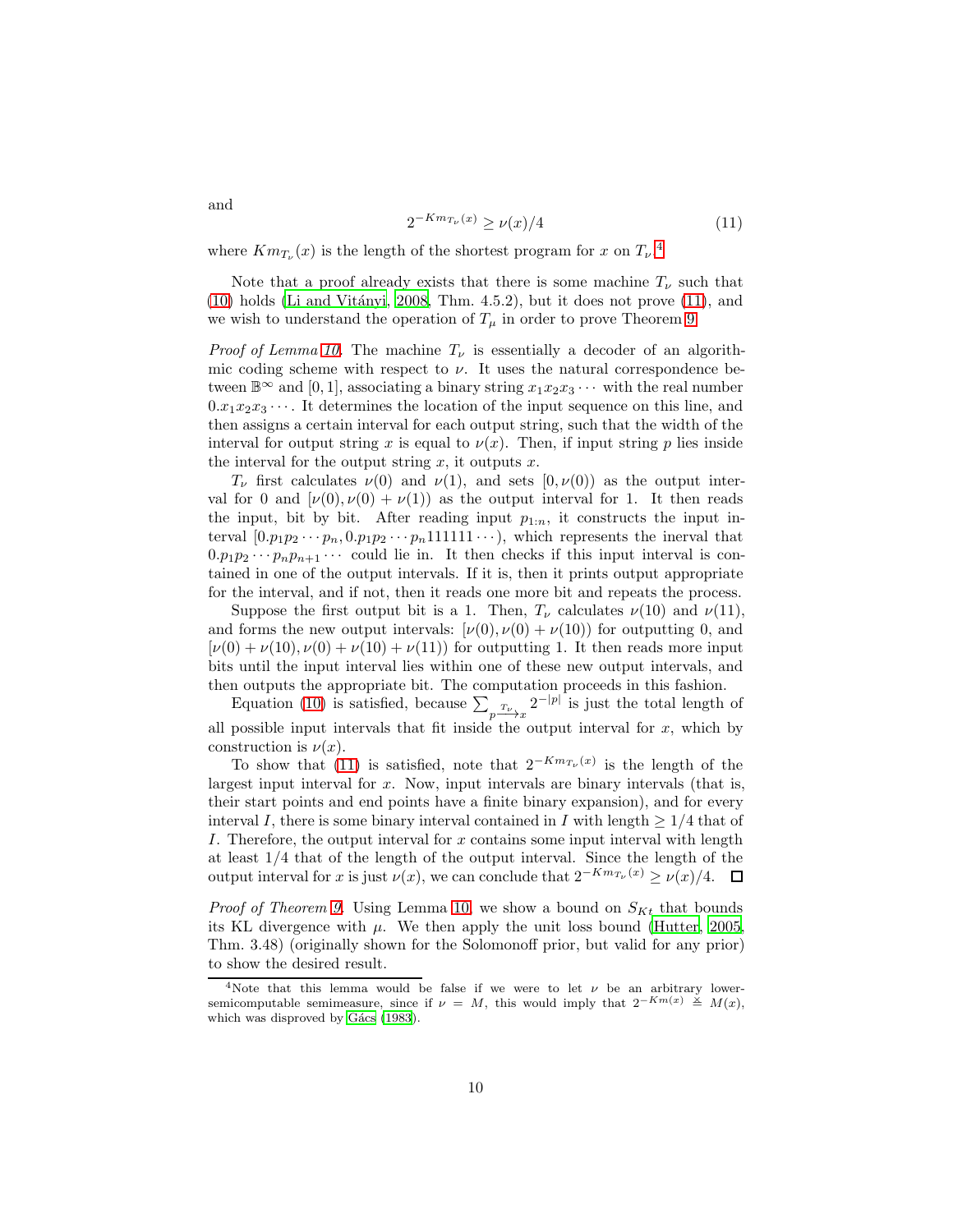and

$$2^{-Km_{T_\nu}(x)} \geq \nu(x)/4 \tag{11}$$

where $Km_{T_\nu}(x)$ is the length of the shortest program for $x$ on $T_\nu$.[4]

Note that a proof already exists that there is some machine $T_\nu$ such that (10) holds (Li and Vitányi, 2008, Thm. 4.5.2), but it does not prove (11), and we wish to understand the operation of $T_\mu$ in order to prove Theorem 9.

*Proof of Lemma 10.* The machine $T_\nu$ is essentially a decoder of an algorithmic coding scheme with respect to $\nu$. It uses the natural correspondence between $\mathbb{B}^\infty$ and $[0,1]$, associating a binary string $x_1x_2x_3\cdots$ with the real number $0.x_1x_2x_3\cdots$. It determines the location of the input sequence on this line, and then assigns a certain interval for each output string, such that the width of the interval for output string $x$ is equal to $\nu(x)$. Then, if input string $p$ lies inside the interval for the output string $x$, it outputs $x$.

$T_\nu$ first calculates $\nu(0)$ and $\nu(1)$, and sets $[0, \nu(0))$ as the output interval for 0 and $[\nu(0), \nu(0) + \nu(1))$ as the output interval for 1. It then reads the input, bit by bit. After reading input $p_{1:n}$, it constructs the input interval $[0.p_1p_2\cdots p_n, 0.p_1p_2\cdots p_n111111\cdots)$, which represents the inerval that $0.p_1p_2\cdots p_np_{n+1}\cdots$ could lie in. It then checks if this input interval is contained in one of the output intervals. If it is, then it prints output appropriate for the interval, and if not, then it reads one more bit and repeats the process.

Suppose the first output bit is a 1. Then, $T_\nu$ calculates $\nu(10)$ and $\nu(11)$, and forms the new output intervals: $[\nu(0), \nu(0) + \nu(10))$ for outputting 0, and $[\nu(0) + \nu(10), \nu(0) + \nu(10) + \nu(11))$ for outputting 1. It then reads more input bits until the input interval lies within one of these new output intervals, and then outputs the appropriate bit. The computation proceeds in this fashion.

Equation (10) is satisfied, because $\sum_{p \xrightarrow{T_\nu} x} 2^{-|p|}$ is just the total length of all possible input intervals that fit inside the output interval for $x$, which by construction is $\nu(x)$.

To show that (11) is satisfied, note that $2^{-Km_{T_\nu}(x)}$ is the length of the largest input interval for $x$. Now, input intervals are binary intervals (that is, their start points and end points have a finite binary expansion), and for every interval $I$, there is some binary interval contained in $I$ with length $\geq 1/4$ that of $I$. Therefore, the output interval for $x$ contains some input interval with length at least $1/4$ that of the length of the output interval. Since the length of the output interval for $x$ is just $\nu(x)$, we can conclude that $2^{-Km_{T_\nu}(x)} \geq \nu(x)/4$. □

*Proof of Theorem 9.* Using Lemma 10, we show a bound on $S_{Kt}$ that bounds its KL divergence with $\mu$. We then apply the unit loss bound (Hutter, 2005, Thm. 3.48) (originally shown for the Solomonoff prior, but valid for any prior) to show the desired result.

[4] Note that this lemma would be false if we were to let $\nu$ be an arbitrary lower-semicomputable semimeasure, since if $\nu = M$, this would imply that $2^{-Km(x)} \stackrel{\times}{=} M(x)$, which was disproved by Gács (1983).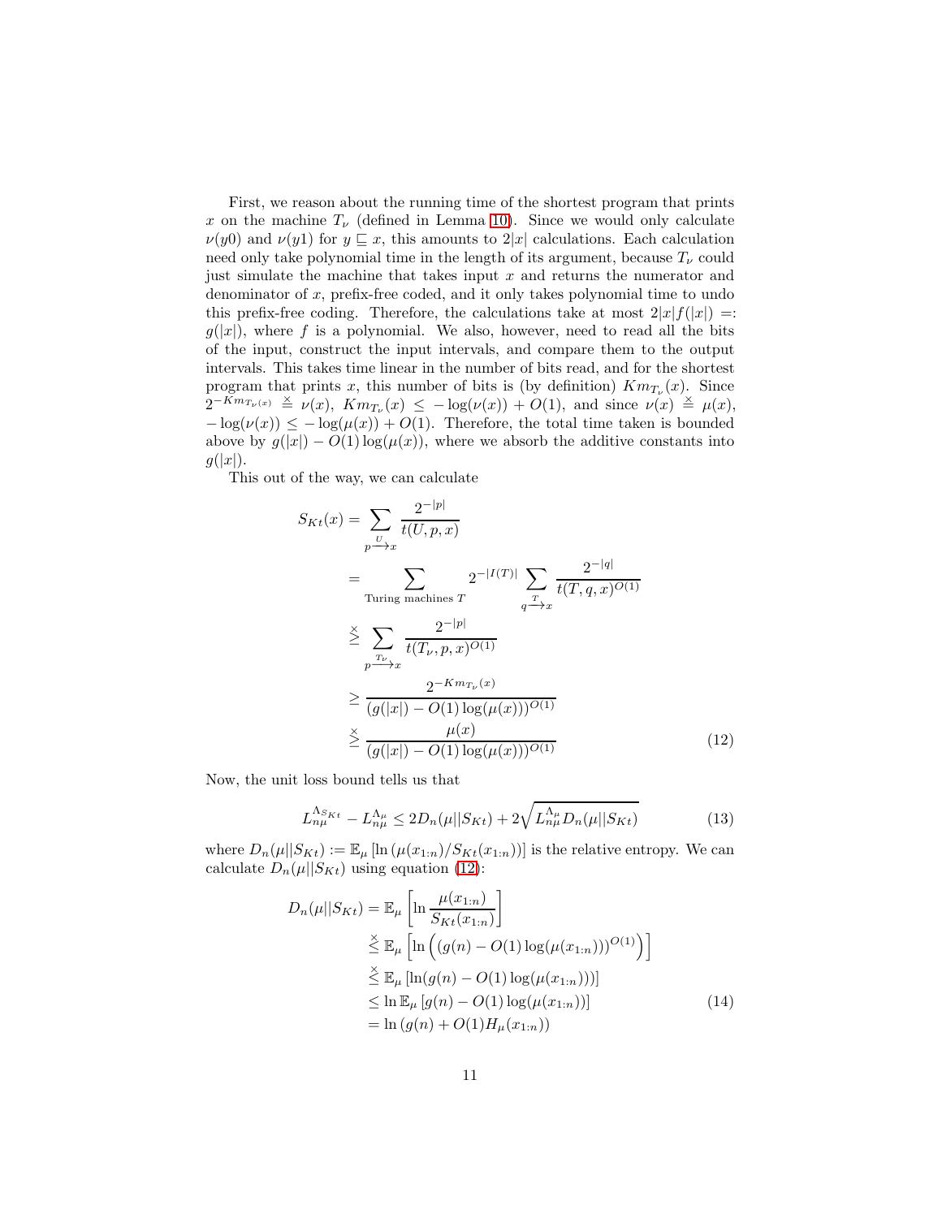First, we reason about the running time of the shortest program that prints $x$ on the machine $T_\nu$ (defined in Lemma 10). Since we would only calculate $\nu(y0)$ and $\nu(y1)$ for $y \sqsubseteq x$, this amounts to $2|x|$ calculations. Each calculation need only take polynomial time in the length of its argument, because $T_\nu$ could just simulate the machine that takes input $x$ and returns the numerator and denominator of $x$, prefix-free coded, and it only takes polynomial time to undo this prefix-free coding. Therefore, the calculations take at most $2|x|f(|x|) =: g(|x|)$, where $f$ is a polynomial. We also, however, need to read all the bits of the input, construct the input intervals, and compare them to the output intervals. This takes time linear in the number of bits read, and for the shortest program that prints $x$, this number of bits is (by definition) $Km_{T_\nu}(x)$. Since $2^{-Km_{T_\nu}(x)} \overset{\times}{=} \nu(x)$, $Km_{T_\nu}(x) \leq -\log(\nu(x)) + O(1)$, and since $\nu(x) \overset{\times}{=} \mu(x)$, $-\log(\nu(x)) \leq -\log(\mu(x)) + O(1)$. Therefore, the total time taken is bounded above by $g(|x|) - O(1)\log(\mu(x))$, where we absorb the additive constants into $g(|x|)$.

This out of the way, we can calculate

$$
\begin{aligned}
S_{Kt}(x) &= \sum_{p \xrightarrow{U} x} \frac{2^{-|p|}}{t(U,p,x)} \\
&= \sum_{\text{Turing machines } T} 2^{-|I(T)|} \sum_{q \xrightarrow{T} x} \frac{2^{-|q|}}{t(T,q,x)^{O(1)}} \\
&\overset{\times}{\geq} \sum_{p \xrightarrow{T_\nu} x} \frac{2^{-|p|}}{t(T_\nu,p,x)^{O(1)}} \\
&\geq \frac{2^{-Km_{T_\nu}(x)}}{(g(|x|) - O(1)\log(\mu(x)))^{O(1)}} \\
&\overset{\times}{\geq} \frac{\mu(x)}{(g(|x|) - O(1)\log(\mu(x)))^{O(1)}}
\end{aligned}
\tag{12}
$$

Now, the unit loss bound tells us that

$$
L_{n\mu}^{\Lambda_{S_{Kt}}} - L_{n\mu}^{\Lambda_\mu} \leq 2D_n(\mu||S_{Kt}) + 2\sqrt{L_{n\mu}^{\Lambda_\mu} D_n(\mu||S_{Kt})}
\tag{13}
$$

where $D_n(\mu||S_{Kt}) := \mathbb{E}_\mu\left[\ln\left(\mu(x_{1:n})/S_{Kt}(x_{1:n})\right)\right]$ is the relative entropy. We can calculate $D_n(\mu||S_{Kt})$ using equation (12):

$$
\begin{aligned}
D_n(\mu||S_{Kt}) &= \mathbb{E}_\mu\left[\ln \frac{\mu(x_{1:n})}{S_{Kt}(x_{1:n})}\right] \\
&\overset{\times}{\leq} \mathbb{E}_\mu\left[\ln\left((g(n) - O(1)\log(\mu(x_{1:n})))^{O(1)}\right)\right] \\
&\overset{\times}{\leq} \mathbb{E}_\mu\left[\ln(g(n) - O(1)\log(\mu(x_{1:n})))\right] \\
&\leq \ln \mathbb{E}_\mu\left[g(n) - O(1)\log(\mu(x_{1:n}))\right] \\
&= \ln\left(g(n) + O(1)H_\mu(x_{1:n})\right)
\end{aligned}
\tag{14}
$$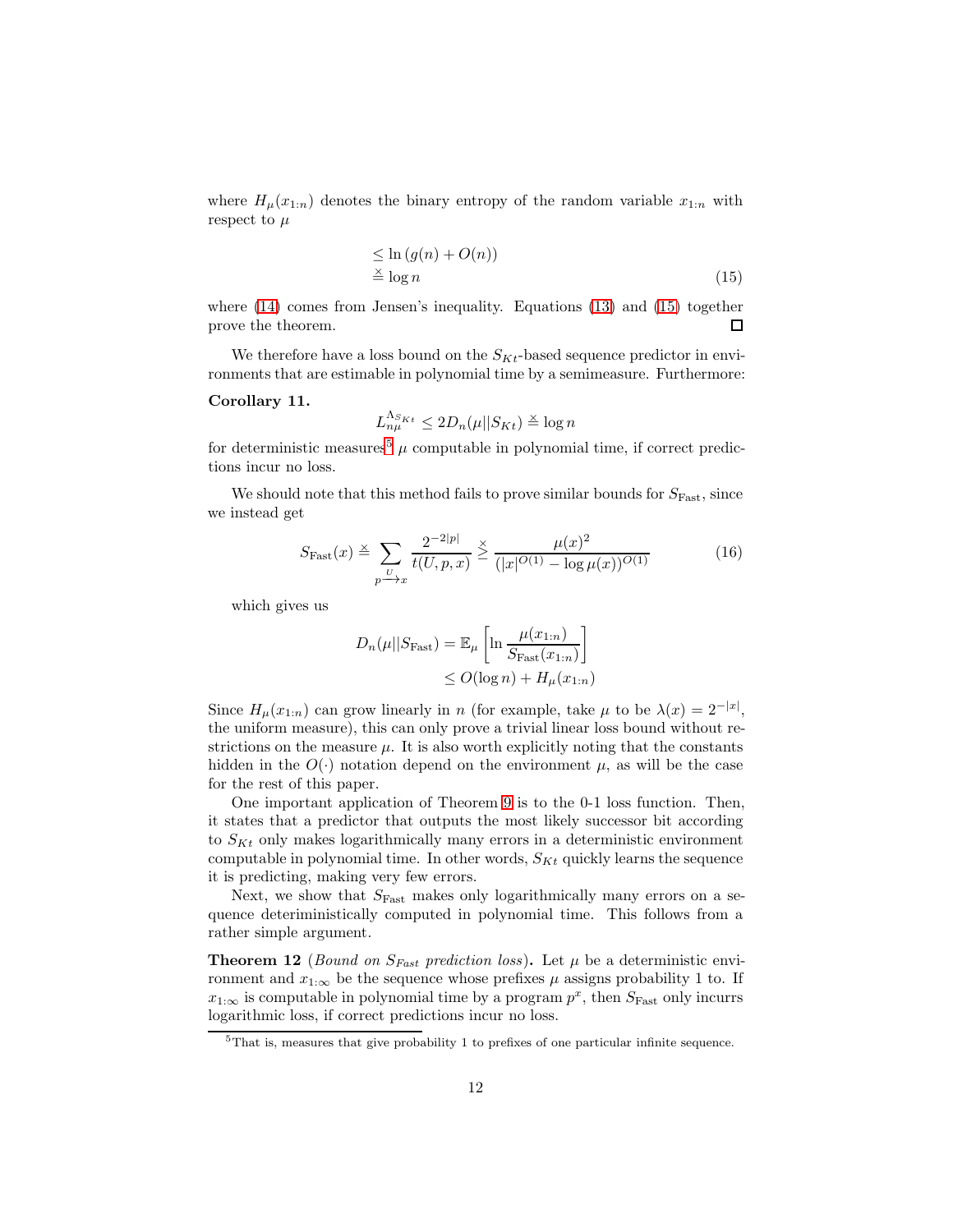where $H_\mu(x_{1:n})$ denotes the binary entropy of the random variable $x_{1:n}$ with respect to $\mu$

$$
\begin{aligned}
&\leq \ln\left(g(n) + O(n)\right) \\
&\stackrel{\times}{=} \log n
\end{aligned} \tag{15}
$$

where (14) comes from Jensen's inequality. Equations (13) and (15) together prove the theorem. $\square$

We therefore have a loss bound on the $S_{Kt}$-based sequence predictor in environments that are estimable in polynomial time by a semimeasure. Furthermore:

**Corollary 11.**

$$
L_{n\mu}^{\Lambda_{S_{Kt}}} \leq 2D_n(\mu||S_{Kt}) \stackrel{\times}{=} \log n
$$

for deterministic measures[5] $\mu$ computable in polynomial time, if correct predictions incur no loss.

We should note that this method fails to prove similar bounds for $S_{\text{Fast}}$, since we instead get

$$
S_{\text{Fast}}(x) \stackrel{\times}{=} \sum_{p \xrightarrow{U} x} \frac{2^{-2|p|}}{t(U,p,x)} \stackrel{\times}{\geq} \frac{\mu(x)^2}{(|x|^{O(1)} - \log \mu(x))^{O(1)}} \tag{16}
$$

which gives us

$$
\begin{aligned}
D_n(\mu||S_{\text{Fast}}) &= \mathbb{E}_\mu \left[ \ln \frac{\mu(x_{1:n})}{S_{\text{Fast}}(x_{1:n})} \right] \\
&\leq O(\log n) + H_\mu(x_{1:n})
\end{aligned}
$$

Since $H_\mu(x_{1:n})$ can grow linearly in $n$ (for example, take $\mu$ to be $\lambda(x) = 2^{-|x|}$, the uniform measure), this can only prove a trivial linear loss bound without restrictions on the measure $\mu$. It is also worth explicitly noting that the constants hidden in the $O(\cdot)$ notation depend on the environment $\mu$, as will be the case for the rest of this paper.

One important application of Theorem 9 is to the 0-1 loss function. Then, it states that a predictor that outputs the most likely successor bit according to $S_{Kt}$ only makes logarithmically many errors in a deterministic environment computable in polynomial time. In other words, $S_{Kt}$ quickly learns the sequence it is predicting, making very few errors.

Next, we show that $S_{\text{Fast}}$ makes only logarithmically many errors on a sequence deteriministically computed in polynomial time. This follows from a rather simple argument.

**Theorem 12** (*Bound on $S_{Fast}$ prediction loss*)**.** Let $\mu$ be a deterministic environment and $x_{1:\infty}$ be the sequence whose prefixes $\mu$ assigns probability 1 to. If $x_{1:\infty}$ is computable in polynomial time by a program $p^x$, then $S_{\text{Fast}}$ only incurrs logarithmic loss, if correct predictions incur no loss.

[5] That is, measures that give probability 1 to prefixes of one particular infinite sequence.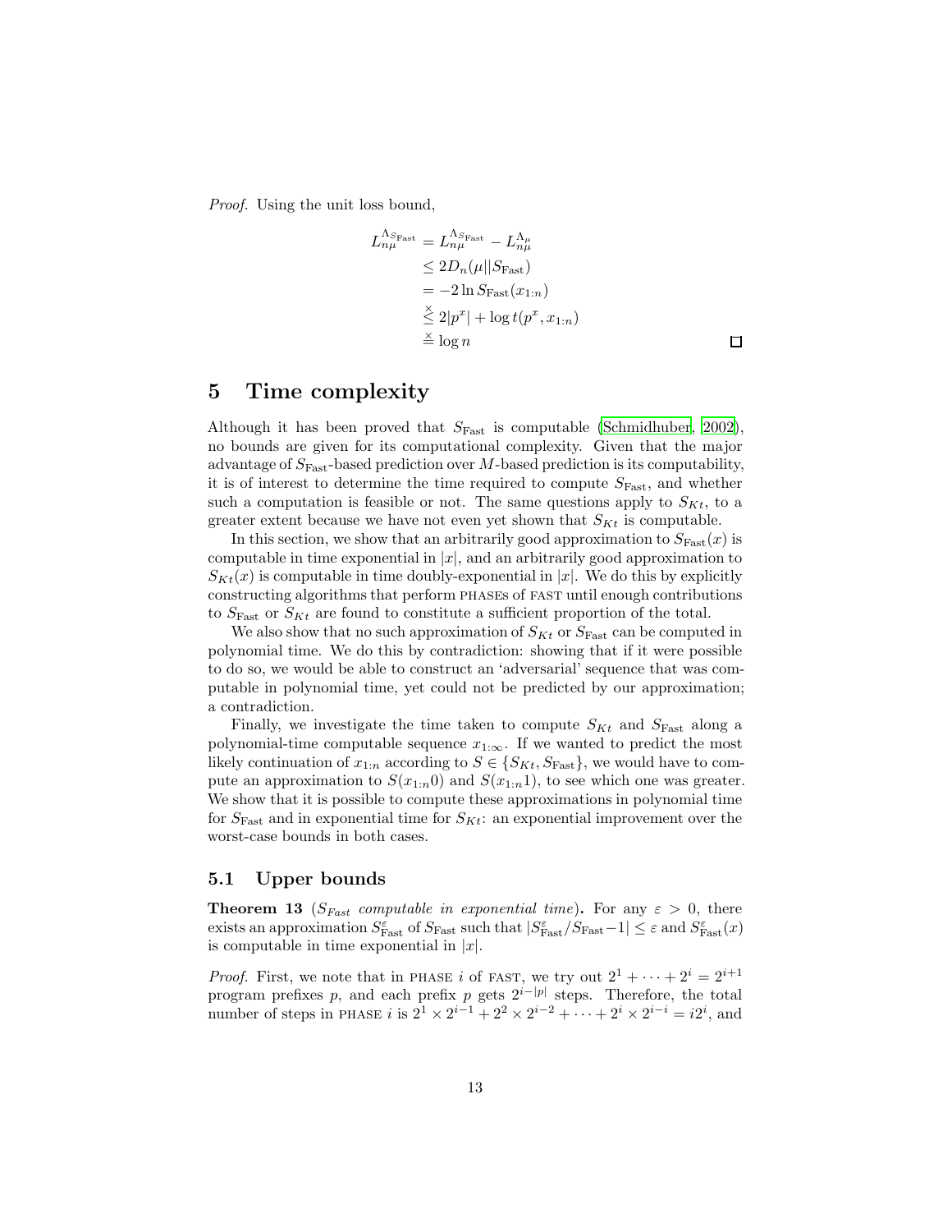*Proof.* Using the unit loss bound,

$$
\begin{aligned}
L_{n\mu}^{\Lambda_{S_{\text{Fast}}}} &= L_{n\mu}^{\Lambda_{S_{\text{Fast}}}} - L_{n\mu}^{\Lambda_\mu} \\
&\leq 2D_n(\mu||S_{\text{Fast}}) \\
&= -2\ln S_{\text{Fast}}(x_{1:n}) \\
&\overset{\times}{\leq} 2|p^x| + \log t(p^x, x_{1:n}) \\
&\overset{\times}{=} \log n
\end{aligned}
$$

□

# 5 Time complexity

Although it has been proved that $S_{\text{Fast}}$ is computable (Schmidhuber, 2002), no bounds are given for its computational complexity. Given that the major advantage of $S_{\text{Fast}}$-based prediction over $M$-based prediction is its computability, it is of interest to determine the time required to compute $S_{\text{Fast}}$, and whether such a computation is feasible or not. The same questions apply to $S_{Kt}$, to a greater extent because we have not even yet shown that $S_{Kt}$ is computable.

In this section, we show that an arbitrarily good approximation to $S_{\text{Fast}}(x)$ is computable in time exponential in $|x|$, and an arbitrarily good approximation to $S_{Kt}(x)$ is computable in time doubly-exponential in $|x|$. We do this by explicitly constructing algorithms that perform PHASEs of FAST until enough contributions to $S_{\text{Fast}}$ or $S_{Kt}$ are found to constitute a sufficient proportion of the total.

We also show that no such approximation of $S_{Kt}$ or $S_{\text{Fast}}$ can be computed in polynomial time. We do this by contradiction: showing that if it were possible to do so, we would be able to construct an 'adversarial' sequence that was computable in polynomial time, yet could not be predicted by our approximation; a contradiction.

Finally, we investigate the time taken to compute $S_{Kt}$ and $S_{\text{Fast}}$ along a polynomial-time computable sequence $x_{1:\infty}$. If we wanted to predict the most likely continuation of $x_{1:n}$ according to $S \in \{S_{Kt}, S_{\text{Fast}}\}$, we would have to compute an approximation to $S(x_{1:n}0)$ and $S(x_{1:n}1)$, to see which one was greater. We show that it is possible to compute these approximations in polynomial time for $S_{\text{Fast}}$ and in exponential time for $S_{Kt}$: an exponential improvement over the worst-case bounds in both cases.

## 5.1 Upper bounds

**Theorem 13** (*$S_{Fast}$ computable in exponential time*)**.** For any $\varepsilon > 0$, there exists an approximation $S_{\text{Fast}}^{\varepsilon}$ of $S_{\text{Fast}}$ such that $|S_{\text{Fast}}^{\varepsilon}/S_{\text{Fast}} - 1| \leq \varepsilon$ and $S_{\text{Fast}}^{\varepsilon}(x)$ is computable in time exponential in $|x|$.

*Proof.* First, we note that in PHASE $i$ of FAST, we try out $2^1 + \cdots + 2^i = 2^{i+1}$ program prefixes $p$, and each prefix $p$ gets $2^{i-|p|}$ steps. Therefore, the total number of steps in PHASE $i$ is $2^1 \times 2^{i-1} + 2^2 \times 2^{i-2} + \cdots + 2^i \times 2^{i-i} = i2^i$, and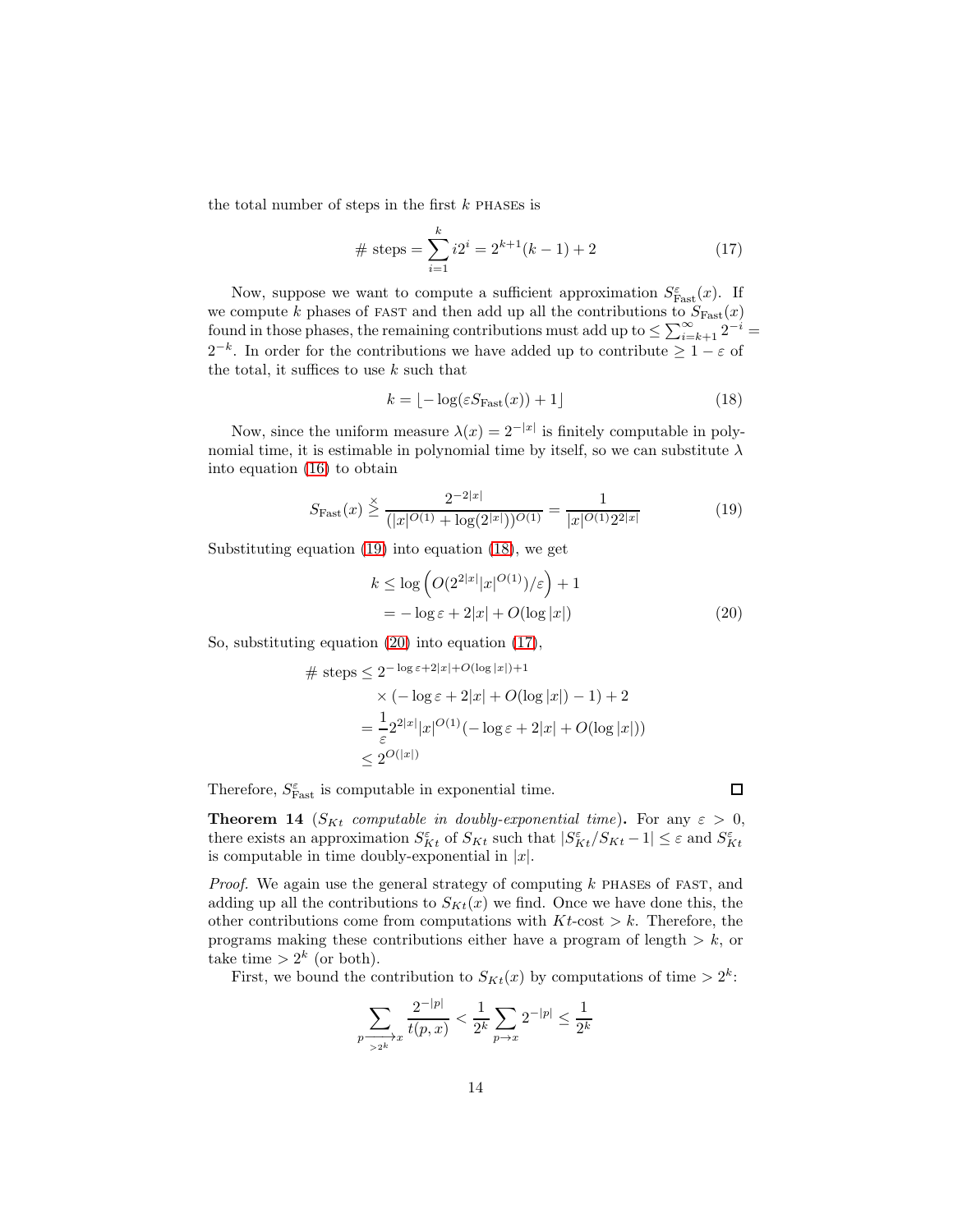the total number of steps in the first $k$ PHASEs is

$$\#\text{ steps} = \sum_{i=1}^{k} i2^i = 2^{k+1}(k-1) + 2 \tag{17}$$

Now, suppose we want to compute a sufficient approximation $S^{\varepsilon}_{\text{Fast}}(x)$. If we compute $k$ phases of FAST and then add up all the contributions to $S_{\text{Fast}}(x)$ found in those phases, the remaining contributions must add up to $\leq \sum_{i=k+1}^{\infty} 2^{-i} = 2^{-k}$. In order for the contributions we have added up to contribute $\geq 1 - \varepsilon$ of the total, it suffices to use $k$ such that

$$k = \lfloor -\log(\varepsilon S_{\text{Fast}}(x)) + 1 \rfloor \tag{18}$$

Now, since the uniform measure $\lambda(x) = 2^{-|x|}$ is finitely computable in polynomial time, it is estimable in polynomial time by itself, so we can substitute $\lambda$ into equation (16) to obtain

$$S_{\text{Fast}}(x) \stackrel{\times}{\geq} \frac{2^{-2|x|}}{(|x|^{O(1)} + \log(2^{|x|}))^{O(1)}} = \frac{1}{|x|^{O(1)} 2^{2|x|}} \tag{19}$$

Substituting equation (19) into equation (18), we get

$$\begin{aligned} k &\leq \log\left(O(2^{2|x|}|x|^{O(1)})/\varepsilon\right) + 1 \\ &= -\log\varepsilon + 2|x| + O(\log|x|) \end{aligned} \tag{20}$$

So, substituting equation (20) into equation (17),

$$\begin{aligned} \#\text{ steps} &\leq 2^{-\log\varepsilon + 2|x| + O(\log|x|) + 1} \\ &\quad \times (-\log\varepsilon + 2|x| + O(\log|x|) - 1) + 2 \\ &= \frac{1}{\varepsilon} 2^{2|x|} |x|^{O(1)} (-\log\varepsilon + 2|x| + O(\log|x|)) \\ &\leq 2^{O(|x|)} \end{aligned}$$

Therefore, $S^{\varepsilon}_{\text{Fast}}$ is computable in exponential time. □

**Theorem 14** (*$S_{Kt}$ computable in doubly-exponential time*)**.** For any $\varepsilon > 0$, there exists an approximation $S^{\varepsilon}_{Kt}$ of $S_{Kt}$ such that $|S^{\varepsilon}_{Kt}/S_{Kt} - 1| \leq \varepsilon$ and $S^{\varepsilon}_{Kt}$ is computable in time doubly-exponential in $|x|$.

*Proof.* We again use the general strategy of computing $k$ PHASEs of FAST, and adding up all the contributions to $S_{Kt}(x)$ we find. Once we have done this, the other contributions come from computations with $Kt$-cost $> k$. Therefore, the programs making these contributions either have a program of length $> k$, or take time $> 2^k$ (or both).

First, we bound the contribution to $S_{Kt}(x)$ by computations of time $> 2^k$:

$$\sum_{p \xrightarrow[>2^k]{} x} \frac{2^{-|p|}}{t(p,x)} < \frac{1}{2^k} \sum_{p \to x} 2^{-|p|} \leq \frac{1}{2^k}$$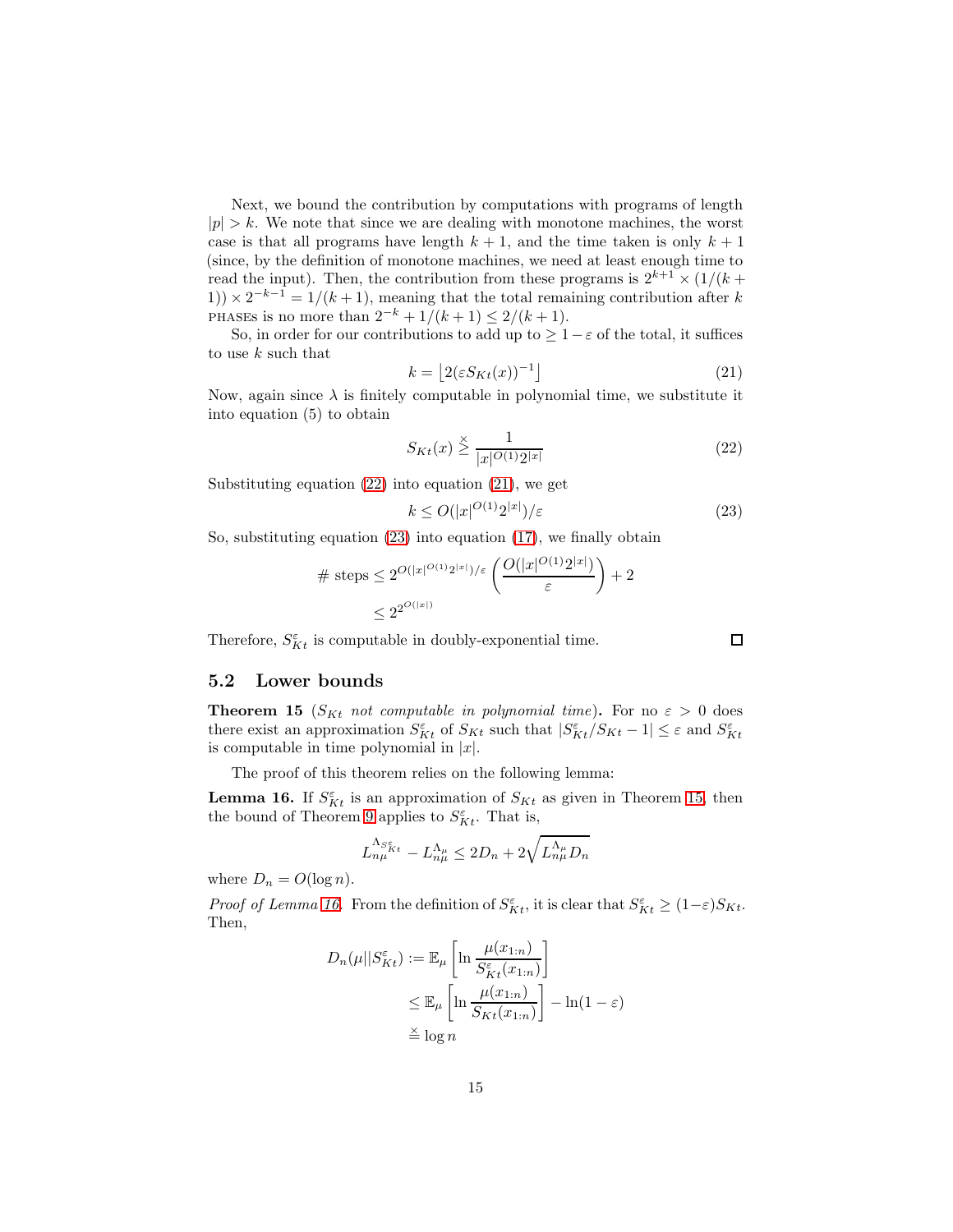Next, we bound the contribution by computations with programs of length $|p| > k$. We note that since we are dealing with monotone machines, the worst case is that all programs have length $k+1$, and the time taken is only $k+1$ (since, by the definition of monotone machines, we need at least enough time to read the input). Then, the contribution from these programs is $2^{k+1} \times (1/(k+1)) \times 2^{-k-1} = 1/(k+1)$, meaning that the total remaining contribution after $k$ PHASEs is no more than $2^{-k} + 1/(k+1) \leq 2/(k+1)$.

So, in order for our contributions to add up to $\geq 1-\varepsilon$ of the total, it suffices to use $k$ such that

$$k = \left\lfloor 2(\varepsilon S_{Kt}(x))^{-1} \right\rfloor \tag{21}$$

Now, again since $\lambda$ is finitely computable in polynomial time, we substitute it into equation (5) to obtain

$$S_{Kt}(x) \stackrel{\times}{\geq} \frac{1}{|x|^{O(1)} 2^{|x|}} \tag{22}$$

Substituting equation (22) into equation (21), we get

$$k \leq O(|x|^{O(1)} 2^{|x|})/\varepsilon \tag{23}$$

So, substituting equation (23) into equation (17), we finally obtain

$$\begin{aligned}
\#\text{ steps} &\leq 2^{O(|x|^{O(1)} 2^{|x|})/\varepsilon} \left( \frac{O(|x|^{O(1)} 2^{|x|})}{\varepsilon} \right) + 2 \\
&\leq 2^{2^{O(|x|)}}
\end{aligned}$$

Therefore, $S_{Kt}^{\varepsilon}$ is computable in doubly-exponential time. □

## 5.2 Lower bounds

**Theorem 15** *($S_{Kt}$ not computable in polynomial time)***.** For no $\varepsilon > 0$ does there exist an approximation $S_{Kt}^{\varepsilon}$ of $S_{Kt}$ such that $|S_{Kt}^{\varepsilon}/S_{Kt} - 1| \leq \varepsilon$ and $S_{Kt}^{\varepsilon}$ is computable in time polynomial in $|x|$.

The proof of this theorem relies on the following lemma:

**Lemma 16.** If $S_{Kt}^{\varepsilon}$ is an approximation of $S_{Kt}$ as given in Theorem 15, then the bound of Theorem 9 applies to $S_{Kt}^{\varepsilon}$. That is,

$$L_{n\mu}^{\Lambda_{S_{Kt}^{\varepsilon}}} - L_{n\mu}^{\Lambda_{\mu}} \leq 2D_n + 2\sqrt{L_{n\mu}^{\Lambda_{\mu}} D_n}$$

where $D_n = O(\log n)$.

*Proof of Lemma 16.* From the definition of $S_{Kt}^{\varepsilon}$, it is clear that $S_{Kt}^{\varepsilon} \geq (1-\varepsilon) S_{Kt}$. Then,

$$\begin{aligned}
D_n(\mu || S_{Kt}^{\varepsilon}) &:= \mathbb{E}_{\mu}\left[ \ln \frac{\mu(x_{1:n})}{S_{Kt}^{\varepsilon}(x_{1:n})} \right] \\
&\leq \mathbb{E}_{\mu}\left[ \ln \frac{\mu(x_{1:n})}{S_{Kt}(x_{1:n})} \right] - \ln(1-\varepsilon) \\
&\stackrel{\times}{=} \log n
\end{aligned}$$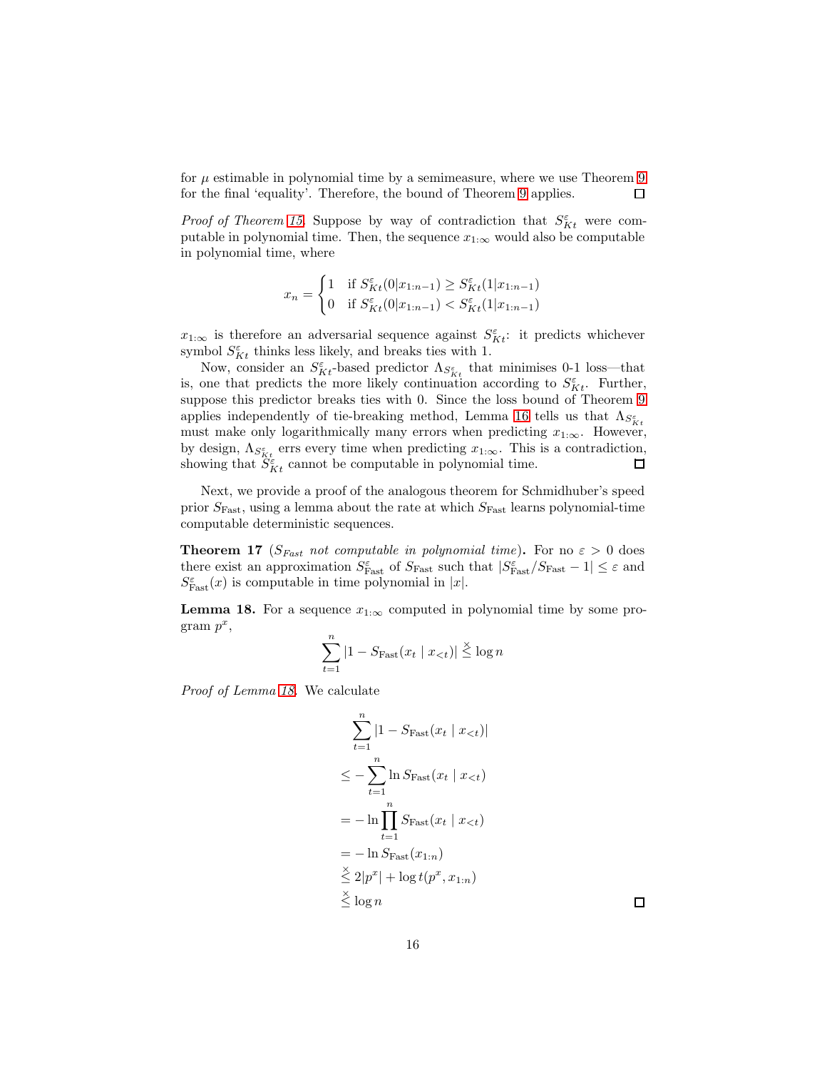for $\mu$ estimable in polynomial time by a semimeasure, where we use Theorem 9 for the final 'equality'. Therefore, the bound of Theorem 9 applies. □

*Proof of Theorem 15.* Suppose by way of contradiction that $S^{\varepsilon}_{Kt}$ were computable in polynomial time. Then, the sequence $x_{1:\infty}$ would also be computable in polynomial time, where

$$x_n = \begin{cases} 1 & \text{if } S^{\varepsilon}_{Kt}(0|x_{1:n-1}) \geq S^{\varepsilon}_{Kt}(1|x_{1:n-1}) \\ 0 & \text{if } S^{\varepsilon}_{Kt}(0|x_{1:n-1}) < S^{\varepsilon}_{Kt}(1|x_{1:n-1}) \end{cases}$$

$x_{1:\infty}$ is therefore an adversarial sequence against $S^{\varepsilon}_{Kt}$: it predicts whichever symbol $S^{\varepsilon}_{Kt}$ thinks less likely, and breaks ties with 1.

Now, consider an $S^{\varepsilon}_{Kt}$-based predictor $\Lambda_{S^{\varepsilon}_{Kt}}$ that minimises 0-1 loss—that is, one that predicts the more likely continuation according to $S^{\varepsilon}_{Kt}$. Further, suppose this predictor breaks ties with 0. Since the loss bound of Theorem 9 applies independently of tie-breaking method, Lemma 16 tells us that $\Lambda_{S^{\varepsilon}_{Kt}}$ must make only logarithmically many errors when predicting $x_{1:\infty}$. However, by design, $\Lambda_{S^{\varepsilon}_{Kt}}$ errs every time when predicting $x_{1:\infty}$. This is a contradiction, showing that $S^{\varepsilon}_{Kt}$ cannot be computable in polynomial time. □

Next, we provide a proof of the analogous theorem for Schmidhuber's speed prior $S_{\text{Fast}}$, using a lemma about the rate at which $S_{\text{Fast}}$ learns polynomial-time computable deterministic sequences.

**Theorem 17** (*$S_{Fast}$ not computable in polynomial time*)**.** For no $\varepsilon > 0$ does there exist an approximation $S^{\varepsilon}_{\text{Fast}}$ of $S_{\text{Fast}}$ such that $|S^{\varepsilon}_{\text{Fast}}/S_{\text{Fast}} - 1| \leq \varepsilon$ and $S^{\varepsilon}_{\text{Fast}}(x)$ is computable in time polynomial in $|x|$.

**Lemma 18.** For a sequence $x_{1:\infty}$ computed in polynomial time by some program $p^x$,

$$\sum_{t=1}^{n} |1 - S_{\text{Fast}}(x_t \mid x_{<t})| \overset{\times}{\leq} \log n$$

*Proof of Lemma 18.* We calculate

$$\begin{aligned}
&\sum_{t=1}^{n} |1 - S_{\text{Fast}}(x_t \mid x_{<t})| \\
&\leq -\sum_{t=1}^{n} \ln S_{\text{Fast}}(x_t \mid x_{<t}) \\
&= -\ln \prod_{t=1}^{n} S_{\text{Fast}}(x_t \mid x_{<t}) \\
&= -\ln S_{\text{Fast}}(x_{1:n}) \\
&\overset{\times}{\leq} 2|p^x| + \log t(p^x, x_{1:n}) \\
&\overset{\times}{\leq} \log n
\end{aligned}$$

□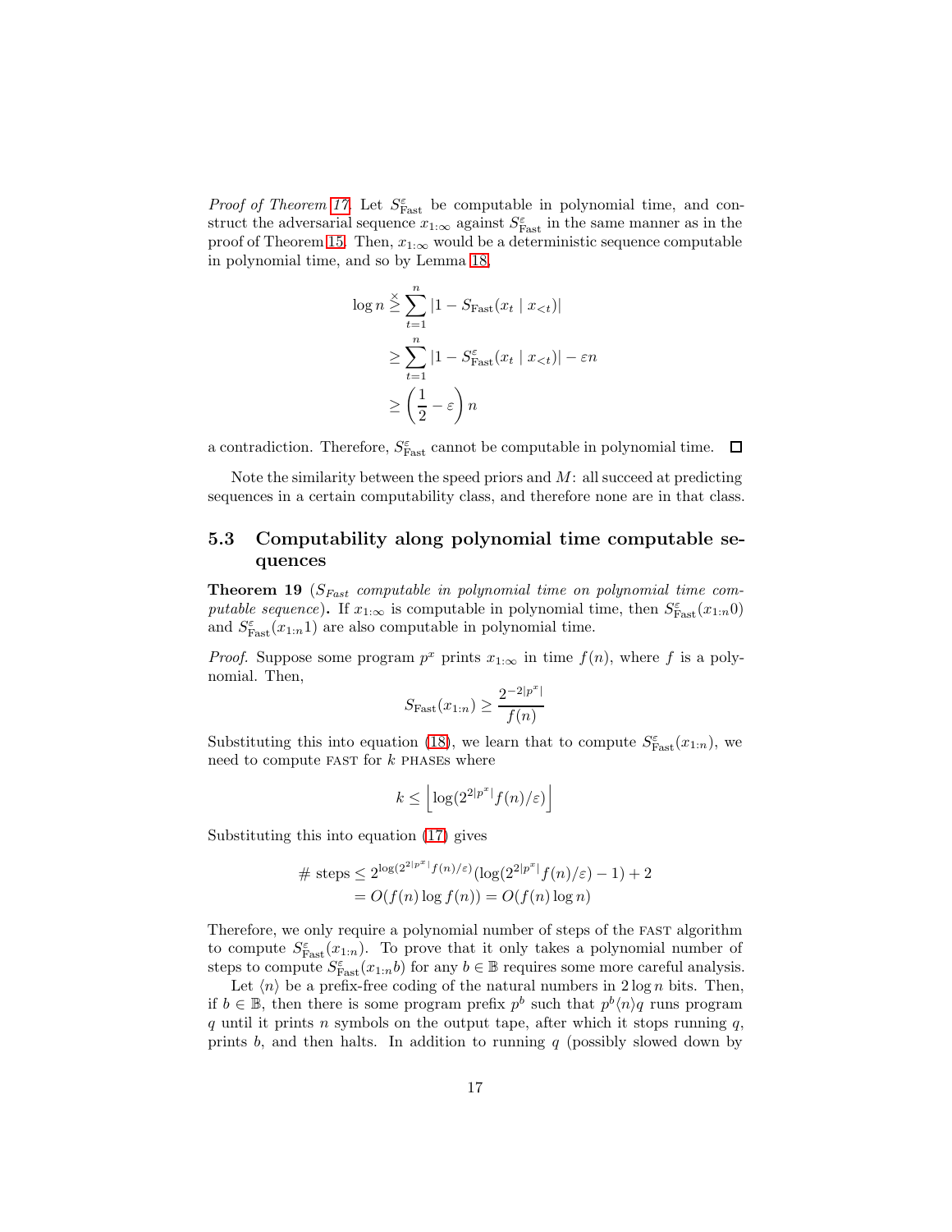*Proof of Theorem 17.* Let $S^{\varepsilon}_{\text{Fast}}$ be computable in polynomial time, and construct the adversarial sequence $x_{1:\infty}$ against $S^{\varepsilon}_{\text{Fast}}$ in the same manner as in the proof of Theorem 15. Then, $x_{1:\infty}$ would be a deterministic sequence computable in polynomial time, and so by Lemma 18,

$$
\begin{aligned}
\log n &\overset{\times}{\geq} \sum_{t=1}^{n} |1 - S_{\text{Fast}}(x_t \mid x_{<t})| \\
&\geq \sum_{t=1}^{n} |1 - S^{\varepsilon}_{\text{Fast}}(x_t \mid x_{<t})| - \varepsilon n \\
&\geq \left(\frac{1}{2} - \varepsilon\right) n
\end{aligned}
$$

a contradiction. Therefore, $S^{\varepsilon}_{\text{Fast}}$ cannot be computable in polynomial time. □

Note the similarity between the speed priors and $M$: all succeed at predicting sequences in a certain computability class, and therefore none are in that class.

### 5.3 Computability along polynomial time computable sequences

**Theorem 19** (*$S_{Fast}$ computable in polynomial time on polynomial time computable sequence*)**.** If $x_{1:\infty}$ is computable in polynomial time, then $S^{\varepsilon}_{\text{Fast}}(x_{1:n}0)$ and $S^{\varepsilon}_{\text{Fast}}(x_{1:n}1)$ are also computable in polynomial time.

*Proof.* Suppose some program $p^x$ prints $x_{1:\infty}$ in time $f(n)$, where $f$ is a polynomial. Then,

$$
S_{\text{Fast}}(x_{1:n}) \geq \frac{2^{-2|p^x|}}{f(n)}
$$

Substituting this into equation (18), we learn that to compute $S^{\varepsilon}_{\text{Fast}}(x_{1:n})$, we need to compute FAST for $k$ PHASEs where

$$
k \leq \left\lfloor \log(2^{2|p^x|} f(n)/\varepsilon) \right\rfloor
$$

Substituting this into equation (17) gives

$$
\begin{aligned}
\#\text{ steps} &\leq 2^{\log(2^{2|p^x|} f(n)/\varepsilon)} (\log(2^{2|p^x|} f(n)/\varepsilon) - 1) + 2 \\
&= O(f(n) \log f(n)) = O(f(n) \log n)
\end{aligned}
$$

Therefore, we only require a polynomial number of steps of the FAST algorithm to compute $S^{\varepsilon}_{\text{Fast}}(x_{1:n})$. To prove that it only takes a polynomial number of steps to compute $S^{\varepsilon}_{\text{Fast}}(x_{1:n}b)$ for any $b \in \mathbb{B}$ requires some more careful analysis.

Let $\langle n \rangle$ be a prefix-free coding of the natural numbers in $2 \log n$ bits. Then, if $b \in \mathbb{B}$, then there is some program prefix $p^b$ such that $p^b \langle n \rangle q$ runs program $q$ until it prints $n$ symbols on the output tape, after which it stops running $q$, prints $b$, and then halts. In addition to running $q$ (possibly slowed down by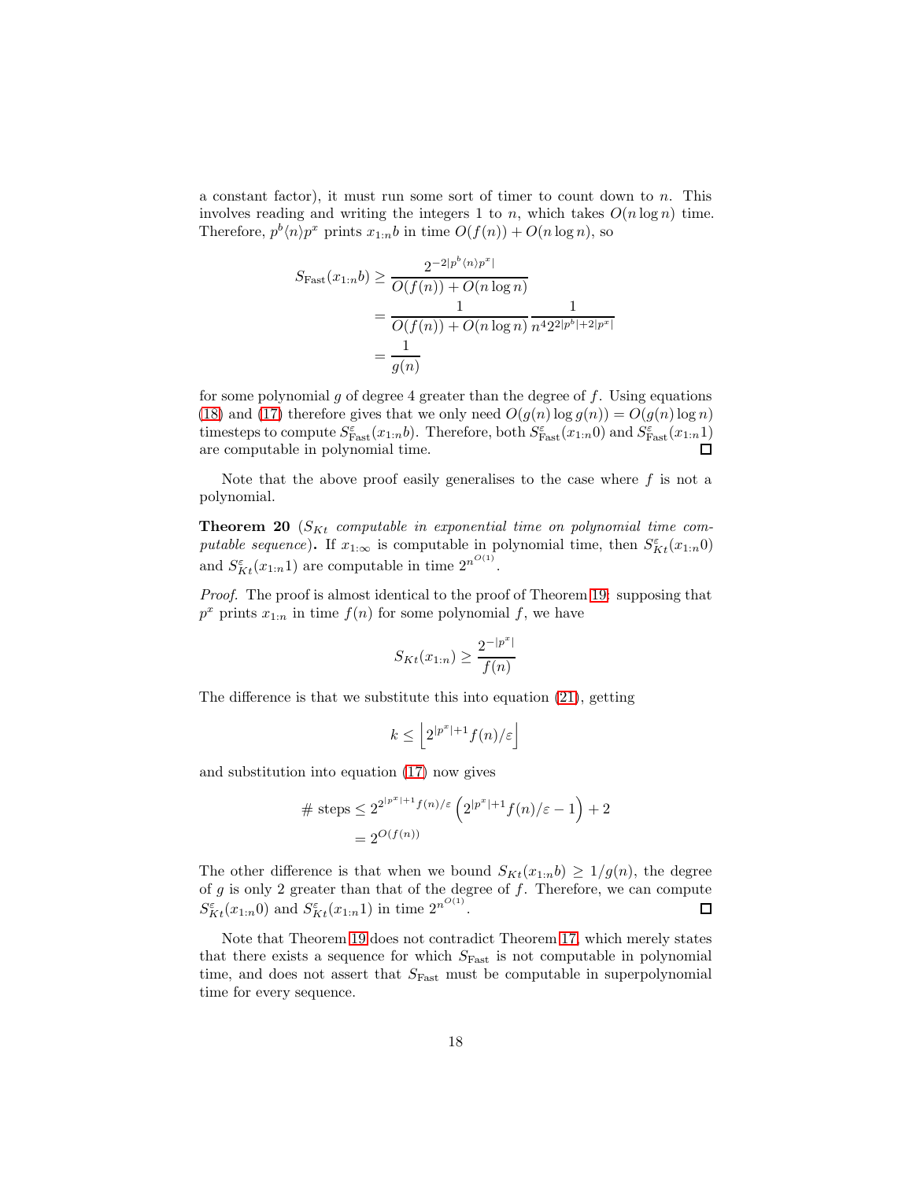a constant factor), it must run some sort of timer to count down to $n$. This involves reading and writing the integers 1 to $n$, which takes $O(n \log n)$ time. Therefore, $p^b\langle n\rangle p^x$ prints $x_{1:n}b$ in time $O(f(n)) + O(n \log n)$, so

$$
\begin{aligned}
S_{\text{Fast}}(x_{1:n}b) &\geq \frac{2^{-2|p^b\langle n\rangle p^x|}}{O(f(n)) + O(n \log n)} \\
&= \frac{1}{O(f(n)) + O(n \log n)} \frac{1}{n^4 2^{2|p^b|+2|p^x|}} \\
&= \frac{1}{g(n)}
\end{aligned}
$$

for some polynomial $g$ of degree 4 greater than the degree of $f$. Using equations (18) and (17) therefore gives that we only need $O(g(n) \log g(n)) = O(g(n) \log n)$ timesteps to compute $S^{\varepsilon}_{\text{Fast}}(x_{1:n}b)$. Therefore, both $S^{\varepsilon}_{\text{Fast}}(x_{1:n}0)$ and $S^{\varepsilon}_{\text{Fast}}(x_{1:n}1)$ are computable in polynomial time. □

Note that the above proof easily generalises to the case where $f$ is not a polynomial.

**Theorem 20** (*$S_{Kt}$ computable in exponential time on polynomial time computable sequence*)**.** If $x_{1:\infty}$ is computable in polynomial time, then $S^{\varepsilon}_{Kt}(x_{1:n}0)$ and $S^{\varepsilon}_{Kt}(x_{1:n}1)$ are computable in time $2^{n^{O(1)}}$.

*Proof.* The proof is almost identical to the proof of Theorem 19: supposing that $p^x$ prints $x_{1:n}$ in time $f(n)$ for some polynomial $f$, we have

$$
S_{Kt}(x_{1:n}) \geq \frac{2^{-|p^x|}}{f(n)}
$$

The difference is that we substitute this into equation (21), getting

$$
k \leq \left\lfloor 2^{|p^x|+1} f(n)/\varepsilon \right\rfloor
$$

and substitution into equation (17) now gives

$$
\begin{aligned}
\#\text{ steps} &\leq 2^{2^{|p^x|+1} f(n)/\varepsilon} \left( 2^{|p^x|+1} f(n)/\varepsilon - 1 \right) + 2 \\
&= 2^{O(f(n))}
\end{aligned}
$$

The other difference is that when we bound $S_{Kt}(x_{1:n}b) \geq 1/g(n)$, the degree of $g$ is only 2 greater than that of the degree of $f$. Therefore, we can compute $S^{\varepsilon}_{Kt}(x_{1:n}0)$ and $S^{\varepsilon}_{Kt}(x_{1:n}1)$ in time $2^{n^{O(1)}}$. □

Note that Theorem 19 does not contradict Theorem 17, which merely states that there exists a sequence for which $S_{\text{Fast}}$ is not computable in polynomial time, and does not assert that $S_{\text{Fast}}$ must be computable in superpolynomial time for every sequence.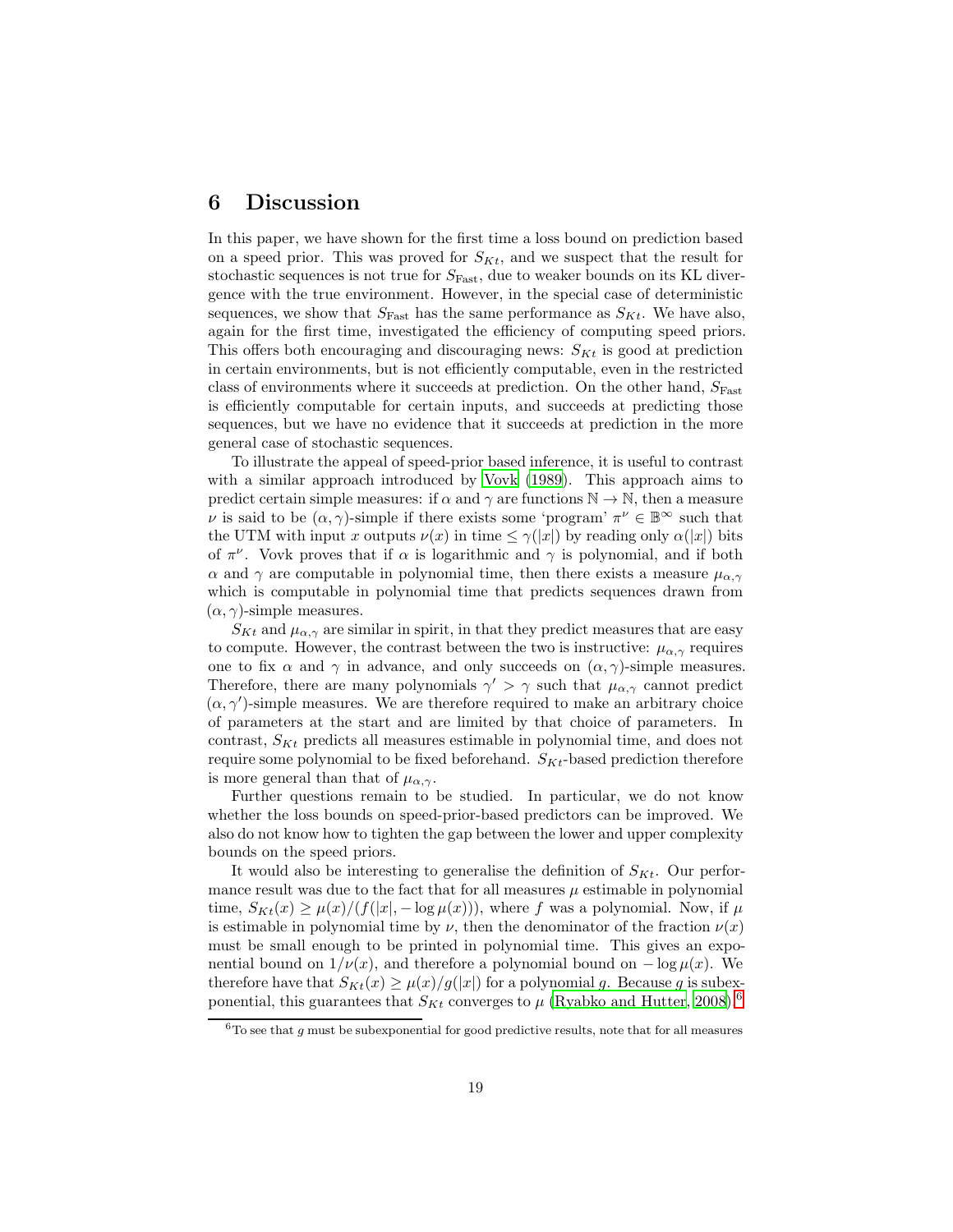# 6 Discussion

In this paper, we have shown for the first time a loss bound on prediction based on a speed prior. This was proved for $S_{Kt}$, and we suspect that the result for stochastic sequences is not true for $S_{\text{Fast}}$, due to weaker bounds on its KL divergence with the true environment. However, in the special case of deterministic sequences, we show that $S_{\text{Fast}}$ has the same performance as $S_{Kt}$. We have also, again for the first time, investigated the efficiency of computing speed priors. This offers both encouraging and discouraging news: $S_{Kt}$ is good at prediction in certain environments, but is not efficiently computable, even in the restricted class of environments where it succeeds at prediction. On the other hand, $S_{\text{Fast}}$ is efficiently computable for certain inputs, and succeeds at predicting those sequences, but we have no evidence that it succeeds at prediction in the more general case of stochastic sequences.

To illustrate the appeal of speed-prior based inference, it is useful to contrast with a similar approach introduced by Vovk (1989). This approach aims to predict certain simple measures: if $\alpha$ and $\gamma$ are functions $\mathbb{N} \to \mathbb{N}$, then a measure $\nu$ is said to be $(\alpha, \gamma)$-simple if there exists some 'program' $\pi^\nu \in \mathbb{B}^\infty$ such that the UTM with input $x$ outputs $\nu(x)$ in time $\leq \gamma(|x|)$ by reading only $\alpha(|x|)$ bits of $\pi^\nu$. Vovk proves that if $\alpha$ is logarithmic and $\gamma$ is polynomial, and if both $\alpha$ and $\gamma$ are computable in polynomial time, then there exists a measure $\mu_{\alpha,\gamma}$ which is computable in polynomial time that predicts sequences drawn from $(\alpha, \gamma)$-simple measures.

$S_{Kt}$ and $\mu_{\alpha,\gamma}$ are similar in spirit, in that they predict measures that are easy to compute. However, the contrast between the two is instructive: $\mu_{\alpha,\gamma}$ requires one to fix $\alpha$ and $\gamma$ in advance, and only succeeds on $(\alpha, \gamma)$-simple measures. Therefore, there are many polynomials $\gamma' > \gamma$ such that $\mu_{\alpha,\gamma}$ cannot predict $(\alpha, \gamma')$-simple measures. We are therefore required to make an arbitrary choice of parameters at the start and are limited by that choice of parameters. In contrast, $S_{Kt}$ predicts all measures estimable in polynomial time, and does not require some polynomial to be fixed beforehand. $S_{Kt}$-based prediction therefore is more general than that of $\mu_{\alpha,\gamma}$.

Further questions remain to be studied. In particular, we do not know whether the loss bounds on speed-prior-based predictors can be improved. We also do not know how to tighten the gap between the lower and upper complexity bounds on the speed priors.

It would also be interesting to generalise the definition of $S_{Kt}$. Our performance result was due to the fact that for all measures $\mu$ estimable in polynomial time, $S_{Kt}(x) \geq \mu(x)/(f(|x|, -\log \mu(x)))$, where $f$ was a polynomial. Now, if $\mu$ is estimable in polynomial time by $\nu$, then the denominator of the fraction $\nu(x)$ must be small enough to be printed in polynomial time. This gives an exponential bound on $1/\nu(x)$, and therefore a polynomial bound on $-\log \mu(x)$. We therefore have that $S_{Kt}(x) \geq \mu(x)/g(|x|)$ for a polynomial $g$. Because $g$ is subexponential, this guarantees that $S_{Kt}$ converges to $\mu$ (Ryabko and Hutter, 2008).[6]

[6] To see that $g$ must be subexponential for good predictive results, note that for all measures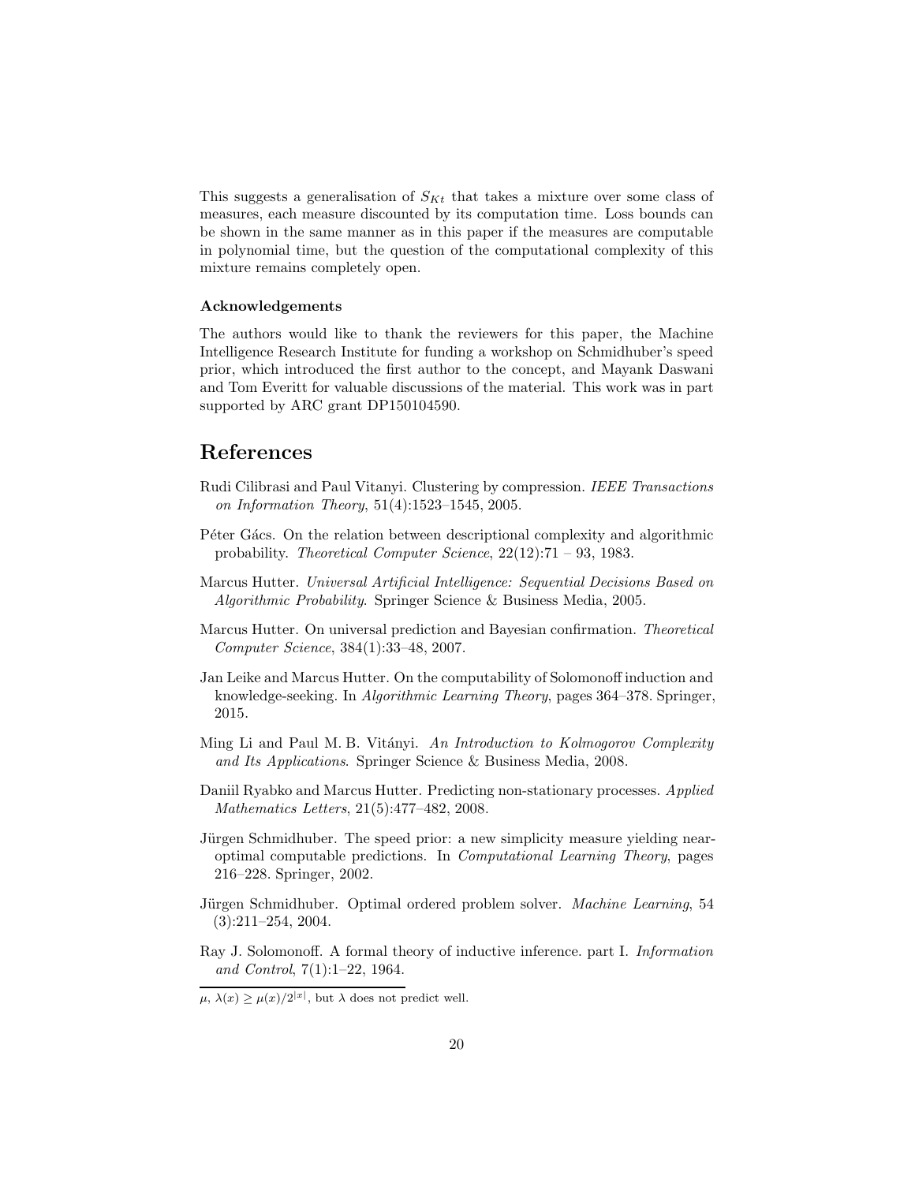This suggests a generalisation of $S_{Kt}$ that takes a mixture over some class of measures, each measure discounted by its computation time. Loss bounds can be shown in the same manner as in this paper if the measures are computable in polynomial time, but the question of the computational complexity of this mixture remains completely open.

#### Acknowledgements

The authors would like to thank the reviewers for this paper, the Machine Intelligence Research Institute for funding a workshop on Schmidhuber's speed prior, which introduced the first author to the concept, and Mayank Daswani and Tom Everitt for valuable discussions of the material. This work was in part supported by ARC grant DP150104590.

## References

Rudi Cilibrasi and Paul Vitanyi. Clustering by compression. *IEEE Transactions on Information Theory*, 51(4):1523–1545, 2005.

Péter Gács. On the relation between descriptional complexity and algorithmic probability. *Theoretical Computer Science*, 22(12):71 – 93, 1983.

Marcus Hutter. *Universal Artificial Intelligence: Sequential Decisions Based on Algorithmic Probability*. Springer Science & Business Media, 2005.

Marcus Hutter. On universal prediction and Bayesian confirmation. *Theoretical Computer Science*, 384(1):33–48, 2007.

Jan Leike and Marcus Hutter. On the computability of Solomonoff induction and knowledge-seeking. In *Algorithmic Learning Theory*, pages 364–378. Springer, 2015.

Ming Li and Paul M. B. Vitányi. *An Introduction to Kolmogorov Complexity and Its Applications*. Springer Science & Business Media, 2008.

Daniil Ryabko and Marcus Hutter. Predicting non-stationary processes. *Applied Mathematics Letters*, 21(5):477–482, 2008.

Jürgen Schmidhuber. The speed prior: a new simplicity measure yielding near-optimal computable predictions. In *Computational Learning Theory*, pages 216–228. Springer, 2002.

Jürgen Schmidhuber. Optimal ordered problem solver. *Machine Learning*, 54 (3):211–254, 2004.

Ray J. Solomonoff. A formal theory of inductive inference. part I. *Information and Control*, 7(1):1–22, 1964.

---

$\mu$, $\lambda(x) \geq \mu(x)/2^{|x|}$, but $\lambda$ does not predict well.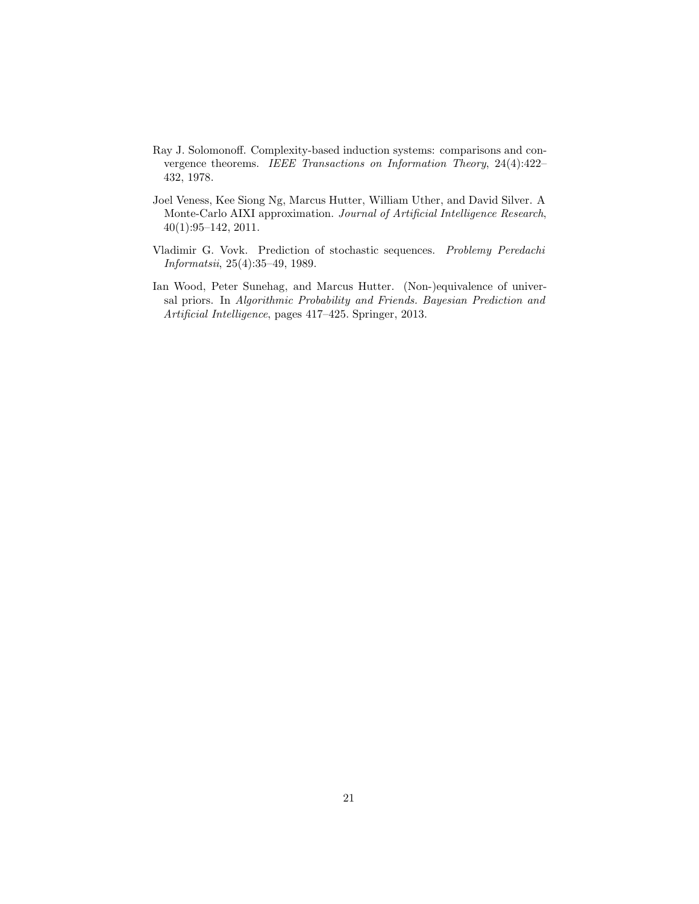Ray J. Solomonoff. Complexity-based induction systems: comparisons and convergence theorems. *IEEE Transactions on Information Theory*, 24(4):422–432, 1978.

Joel Veness, Kee Siong Ng, Marcus Hutter, William Uther, and David Silver. A Monte-Carlo AIXI approximation. *Journal of Artificial Intelligence Research*, 40(1):95–142, 2011.

Vladimir G. Vovk. Prediction of stochastic sequences. *Problemy Peredachi Informatsii*, 25(4):35–49, 1989.

Ian Wood, Peter Sunehag, and Marcus Hutter. (Non-)equivalence of universal priors. In *Algorithmic Probability and Friends. Bayesian Prediction and Artificial Intelligence*, pages 417–425. Springer, 2013.